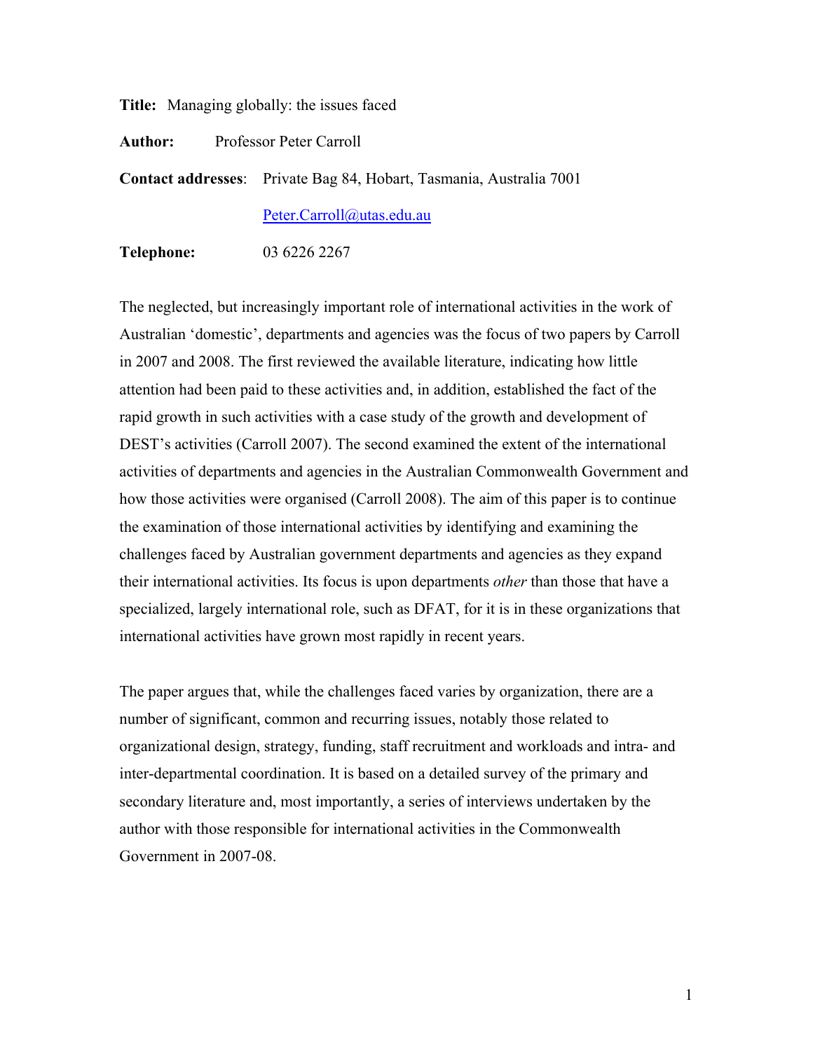**Title:** Managing globally: the issues faced

**Author:** Professor Peter Carroll

**Contact addresses**: Private Bag 84, Hobart, Tasmania, Australia 7001

Peter.Carroll@utas.edu.au

**Telephone:** 03 6226 2267

The neglected, but increasingly important role of international activities in the work of Australian 'domestic', departments and agencies was the focus of two papers by Carroll in 2007 and 2008. The first reviewed the available literature, indicating how little attention had been paid to these activities and, in addition, established the fact of the rapid growth in such activities with a case study of the growth and development of DEST's activities (Carroll 2007). The second examined the extent of the international activities of departments and agencies in the Australian Commonwealth Government and how those activities were organised (Carroll 2008). The aim of this paper is to continue the examination of those international activities by identifying and examining the challenges faced by Australian government departments and agencies as they expand their international activities. Its focus is upon departments *other* than those that have a specialized, largely international role, such as DFAT, for it is in these organizations that international activities have grown most rapidly in recent years.

The paper argues that, while the challenges faced varies by organization, there are a number of significant, common and recurring issues, notably those related to organizational design, strategy, funding, staff recruitment and workloads and intra- and inter-departmental coordination. It is based on a detailed survey of the primary and secondary literature and, most importantly, a series of interviews undertaken by the author with those responsible for international activities in the Commonwealth Government in 2007-08.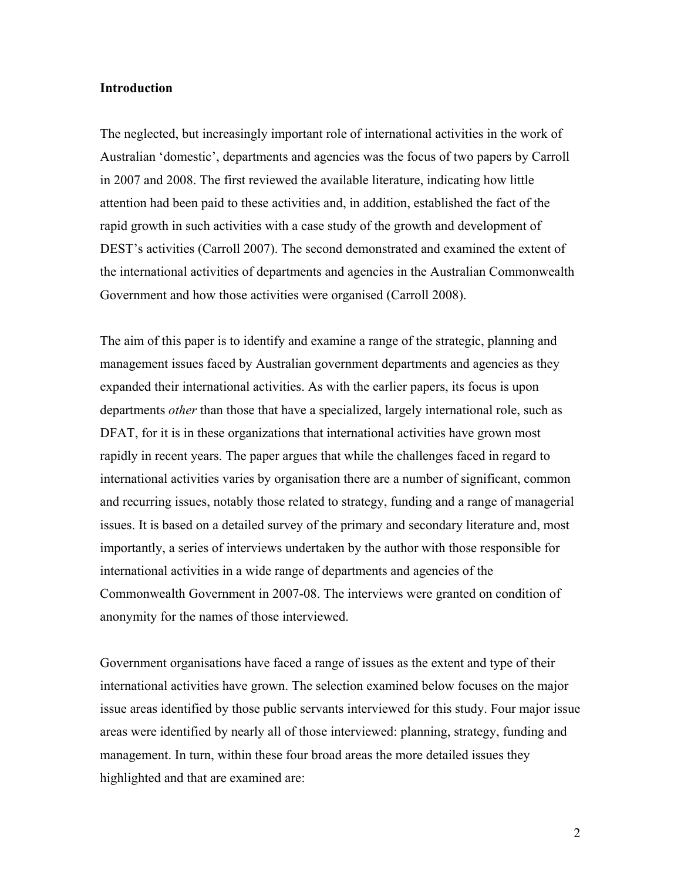**Introduction**

The neglected, but increasingly important role of international activities in the work of Australian 'domestic', departments and agencies was the focus of two papers by Carroll in 2007 and 2008. The first reviewed the available literature, indicating how little attention had been paid to these activities and, in addition, established the fact of the rapid growth in such activities with a case study of the growth and development of DEST's activities (Carroll 2007). The second demonstrated and examined the extent of the international activities of departments and agencies in the Australian Commonwealth Government and how those activities were organised (Carroll 2008).

The aim of this paper is to identify and examine a range of the strategic, planning and management issues faced by Australian government departments and agencies as they expanded their international activities. As with the earlier papers, its focus is upon departments *other* than those that have a specialized, largely international role, such as DFAT, for it is in these organizations that international activities have grown most rapidly in recent years. The paper argues that while the challenges faced in regard to international activities varies by organisation there are a number of significant, common and recurring issues, notably those related to strategy, funding and a range of managerial issues. It is based on a detailed survey of the primary and secondary literature and, most importantly, a series of interviews undertaken by the author with those responsible for international activities in a wide range of departments and agencies of the Commonwealth Government in 2007-08. The interviews were granted on condition of anonymity for the names of those interviewed.

Government organisations have faced a range of issues as the extent and type of their international activities have grown. The selection examined below focuses on the major issue areas identified by those public servants interviewed for this study. Four major issue areas were identified by nearly all of those interviewed: planning, strategy, funding and management. In turn, within these four broad areas the more detailed issues they highlighted and that are examined are: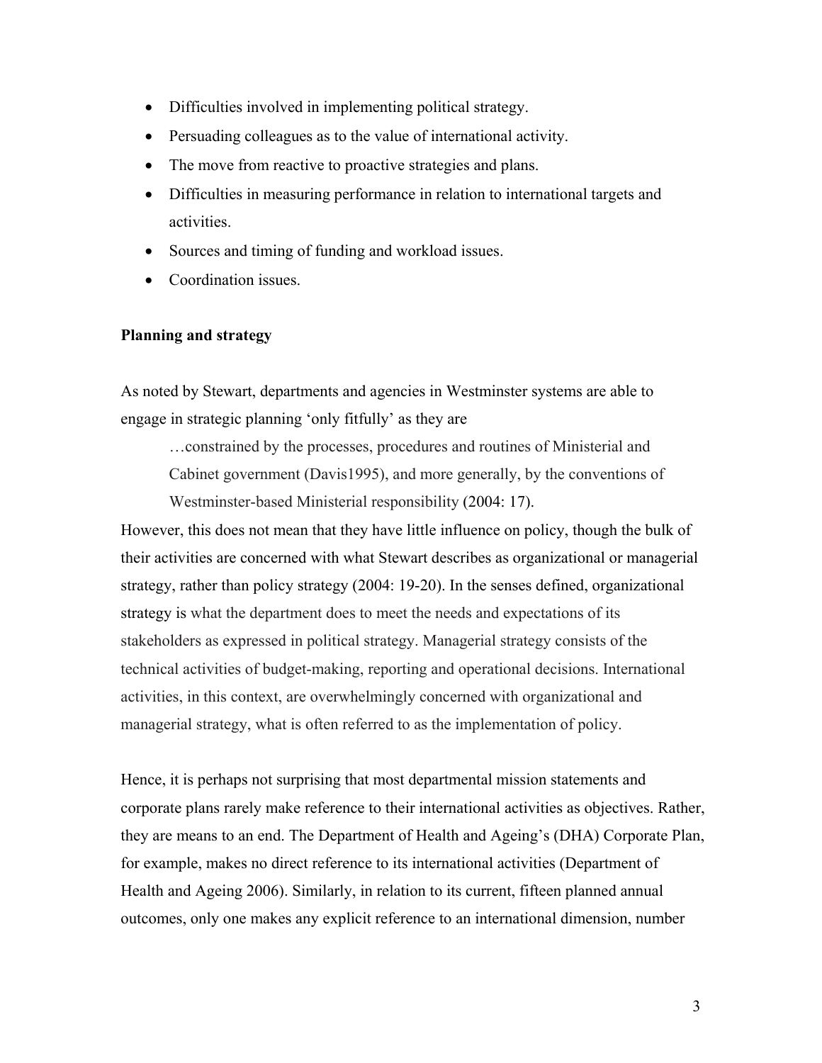- Difficulties involved in implementing political strategy.
- Persuading colleagues as to the value of international activity.
- The move from reactive to proactive strategies and plans.
- Difficulties in measuring performance in relation to international targets and activities.
- Sources and timing of funding and workload issues.
- Coordination issues.

**Planning and strategy**

As noted by Stewart, departments and agencies in Westminster systems are able to engage in strategic planning 'only fitfully' as they are

> …constrained by the processes, procedures and routines of Ministerial and Cabinet government (Davis1995), and more generally, by the conventions of Westminster-based Ministerial responsibility (2004: 17).

However, this does not mean that they have little influence on policy, though the bulk of their activities are concerned with what Stewart describes as organizational or managerial strategy, rather than policy strategy (2004: 19-20). In the senses defined, organizational strategy is what the department does to meet the needs and expectations of its stakeholders as expressed in political strategy. Managerial strategy consists of the technical activities of budget-making, reporting and operational decisions. International activities, in this context, are overwhelmingly concerned with organizational and managerial strategy, what is often referred to as the implementation of policy.

Hence, it is perhaps not surprising that most departmental mission statements and corporate plans rarely make reference to their international activities as objectives. Rather, they are means to an end. The Department of Health and Ageing's (DHA) Corporate Plan, for example, makes no direct reference to its international activities (Department of Health and Ageing 2006). Similarly, in relation to its current, fifteen planned annual outcomes, only one makes any explicit reference to an international dimension, number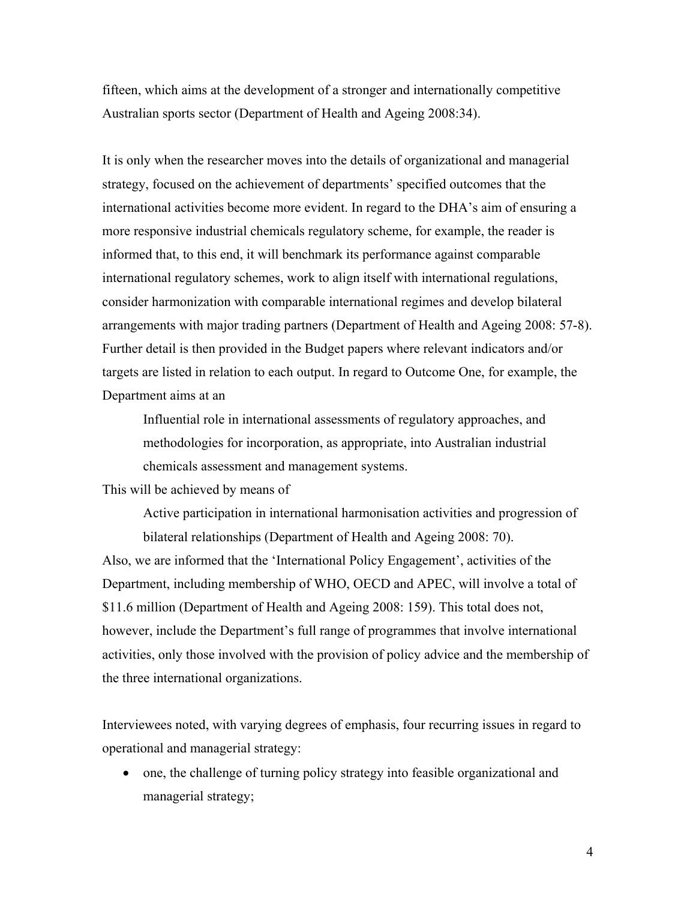fifteen, which aims at the development of a stronger and internationally competitive Australian sports sector (Department of Health and Ageing 2008:34).

It is only when the researcher moves into the details of organizational and managerial strategy, focused on the achievement of departments' specified outcomes that the international activities become more evident. In regard to the DHA's aim of ensuring a more responsive industrial chemicals regulatory scheme, for example, the reader is informed that, to this end, it will benchmark its performance against comparable international regulatory schemes, work to align itself with international regulations, consider harmonization with comparable international regimes and develop bilateral arrangements with major trading partners (Department of Health and Ageing 2008: 57-8). Further detail is then provided in the Budget papers where relevant indicators and/or targets are listed in relation to each output. In regard to Outcome One, for example, the Department aims at an

> Influential role in international assessments of regulatory approaches, and methodologies for incorporation, as appropriate, into Australian industrial chemicals assessment and management systems.

This will be achieved by means of

> Active participation in international harmonisation activities and progression of bilateral relationships (Department of Health and Ageing 2008: 70).

Also, we are informed that the 'International Policy Engagement', activities of the Department, including membership of WHO, OECD and APEC, will involve a total of \$11.6 million (Department of Health and Ageing 2008: 159). This total does not, however, include the Department's full range of programmes that involve international activities, only those involved with the provision of policy advice and the membership of the three international organizations.

Interviewees noted, with varying degrees of emphasis, four recurring issues in regard to operational and managerial strategy:

- one, the challenge of turning policy strategy into feasible organizational and managerial strategy;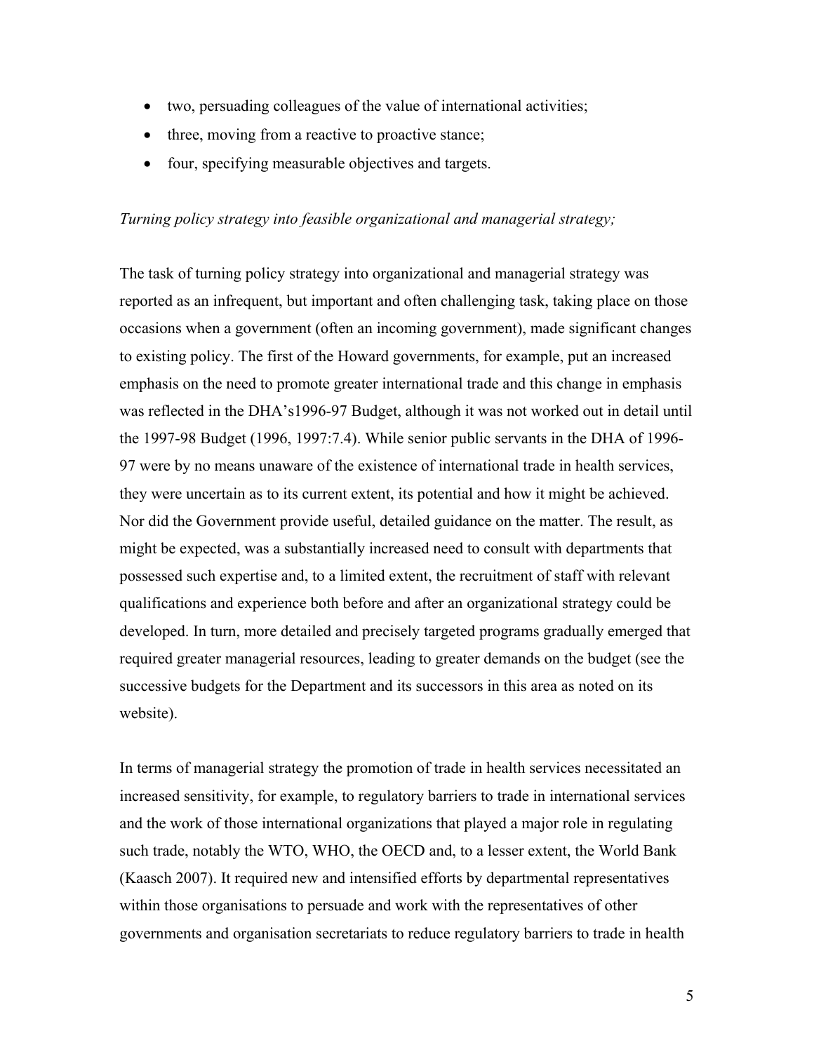- two, persuading colleagues of the value of international activities;
- three, moving from a reactive to proactive stance;
- four, specifying measurable objectives and targets.

*Turning policy strategy into feasible organizational and managerial strategy;*

The task of turning policy strategy into organizational and managerial strategy was reported as an infrequent, but important and often challenging task, taking place on those occasions when a government (often an incoming government), made significant changes to existing policy. The first of the Howard governments, for example, put an increased emphasis on the need to promote greater international trade and this change in emphasis was reflected in the DHA's1996-97 Budget, although it was not worked out in detail until the 1997-98 Budget (1996, 1997:7.4). While senior public servants in the DHA of 1996-97 were by no means unaware of the existence of international trade in health services, they were uncertain as to its current extent, its potential and how it might be achieved. Nor did the Government provide useful, detailed guidance on the matter. The result, as might be expected, was a substantially increased need to consult with departments that possessed such expertise and, to a limited extent, the recruitment of staff with relevant qualifications and experience both before and after an organizational strategy could be developed. In turn, more detailed and precisely targeted programs gradually emerged that required greater managerial resources, leading to greater demands on the budget (see the successive budgets for the Department and its successors in this area as noted on its website).

In terms of managerial strategy the promotion of trade in health services necessitated an increased sensitivity, for example, to regulatory barriers to trade in international services and the work of those international organizations that played a major role in regulating such trade, notably the WTO, WHO, the OECD and, to a lesser extent, the World Bank (Kaasch 2007). It required new and intensified efforts by departmental representatives within those organisations to persuade and work with the representatives of other governments and organisation secretariats to reduce regulatory barriers to trade in health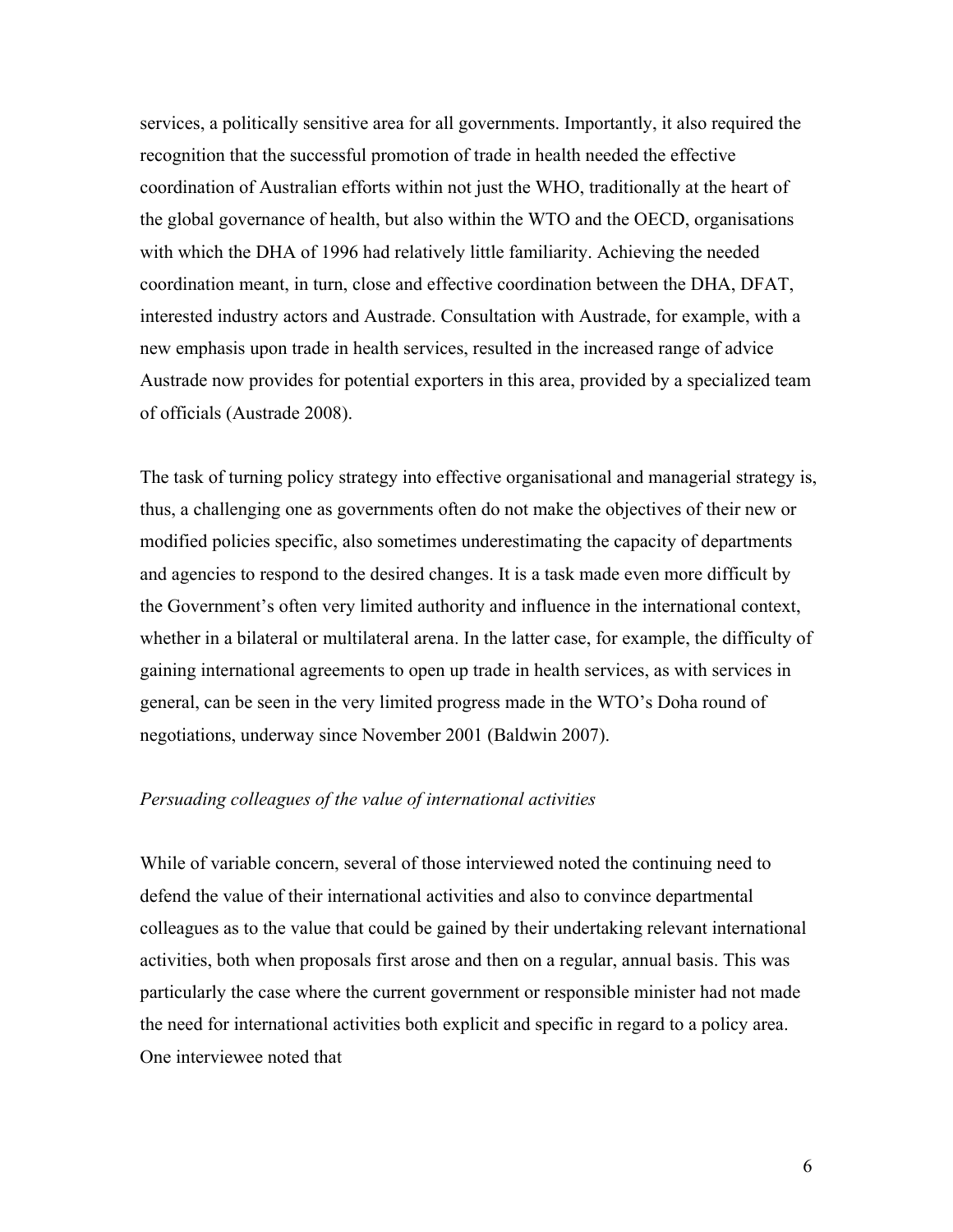services, a politically sensitive area for all governments. Importantly, it also required the recognition that the successful promotion of trade in health needed the effective coordination of Australian efforts within not just the WHO, traditionally at the heart of the global governance of health, but also within the WTO and the OECD, organisations with which the DHA of 1996 had relatively little familiarity. Achieving the needed coordination meant, in turn, close and effective coordination between the DHA, DFAT, interested industry actors and Austrade. Consultation with Austrade, for example, with a new emphasis upon trade in health services, resulted in the increased range of advice Austrade now provides for potential exporters in this area, provided by a specialized team of officials (Austrade 2008).

The task of turning policy strategy into effective organisational and managerial strategy is, thus, a challenging one as governments often do not make the objectives of their new or modified policies specific, also sometimes underestimating the capacity of departments and agencies to respond to the desired changes. It is a task made even more difficult by the Government's often very limited authority and influence in the international context, whether in a bilateral or multilateral arena. In the latter case, for example, the difficulty of gaining international agreements to open up trade in health services, as with services in general, can be seen in the very limited progress made in the WTO's Doha round of negotiations, underway since November 2001 (Baldwin 2007).

*Persuading colleagues of the value of international activities*

While of variable concern, several of those interviewed noted the continuing need to defend the value of their international activities and also to convince departmental colleagues as to the value that could be gained by their undertaking relevant international activities, both when proposals first arose and then on a regular, annual basis. This was particularly the case where the current government or responsible minister had not made the need for international activities both explicit and specific in regard to a policy area. One interviewee noted that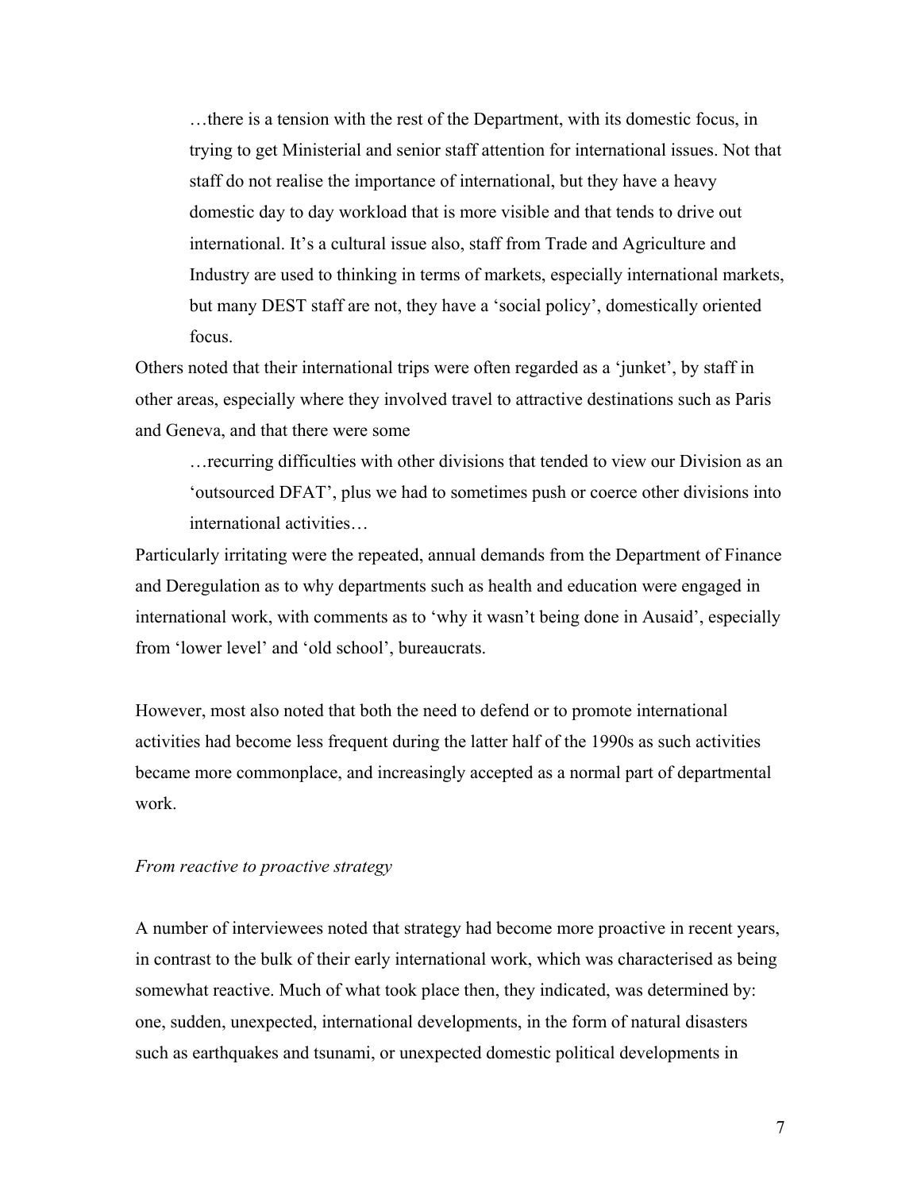> …there is a tension with the rest of the Department, with its domestic focus, in trying to get Ministerial and senior staff attention for international issues. Not that staff do not realise the importance of international, but they have a heavy domestic day to day workload that is more visible and that tends to drive out international. It's a cultural issue also, staff from Trade and Agriculture and Industry are used to thinking in terms of markets, especially international markets, but many DEST staff are not, they have a 'social policy', domestically oriented focus.

Others noted that their international trips were often regarded as a 'junket', by staff in other areas, especially where they involved travel to attractive destinations such as Paris and Geneva, and that there were some

> …recurring difficulties with other divisions that tended to view our Division as an 'outsourced DFAT', plus we had to sometimes push or coerce other divisions into international activities…

Particularly irritating were the repeated, annual demands from the Department of Finance and Deregulation as to why departments such as health and education were engaged in international work, with comments as to 'why it wasn't being done in Ausaid', especially from 'lower level' and 'old school', bureaucrats.

However, most also noted that both the need to defend or to promote international activities had become less frequent during the latter half of the 1990s as such activities became more commonplace, and increasingly accepted as a normal part of departmental work.

*From reactive to proactive strategy*

A number of interviewees noted that strategy had become more proactive in recent years, in contrast to the bulk of their early international work, which was characterised as being somewhat reactive. Much of what took place then, they indicated, was determined by: one, sudden, unexpected, international developments, in the form of natural disasters such as earthquakes and tsunami, or unexpected domestic political developments in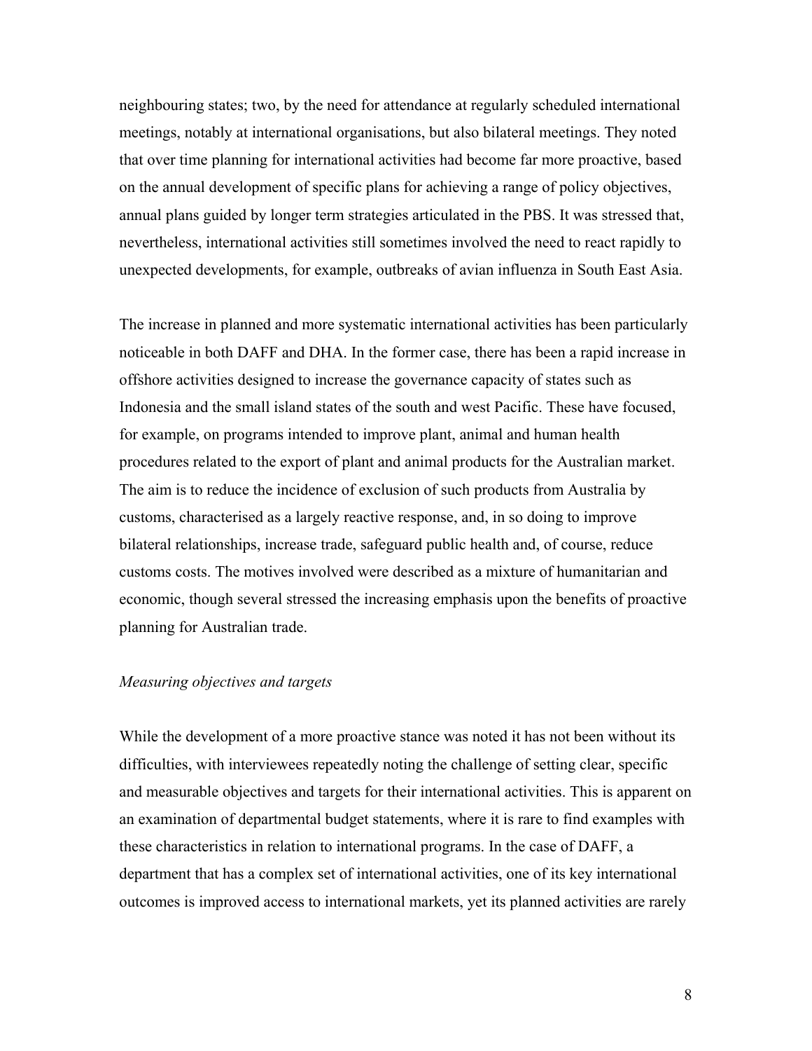neighbouring states; two, by the need for attendance at regularly scheduled international meetings, notably at international organisations, but also bilateral meetings. They noted that over time planning for international activities had become far more proactive, based on the annual development of specific plans for achieving a range of policy objectives, annual plans guided by longer term strategies articulated in the PBS. It was stressed that, nevertheless, international activities still sometimes involved the need to react rapidly to unexpected developments, for example, outbreaks of avian influenza in South East Asia.

The increase in planned and more systematic international activities has been particularly noticeable in both DAFF and DHA. In the former case, there has been a rapid increase in offshore activities designed to increase the governance capacity of states such as Indonesia and the small island states of the south and west Pacific. These have focused, for example, on programs intended to improve plant, animal and human health procedures related to the export of plant and animal products for the Australian market. The aim is to reduce the incidence of exclusion of such products from Australia by customs, characterised as a largely reactive response, and, in so doing to improve bilateral relationships, increase trade, safeguard public health and, of course, reduce customs costs. The motives involved were described as a mixture of humanitarian and economic, though several stressed the increasing emphasis upon the benefits of proactive planning for Australian trade.

*Measuring objectives and targets*

While the development of a more proactive stance was noted it has not been without its difficulties, with interviewees repeatedly noting the challenge of setting clear, specific and measurable objectives and targets for their international activities. This is apparent on an examination of departmental budget statements, where it is rare to find examples with these characteristics in relation to international programs. In the case of DAFF, a department that has a complex set of international activities, one of its key international outcomes is improved access to international markets, yet its planned activities are rarely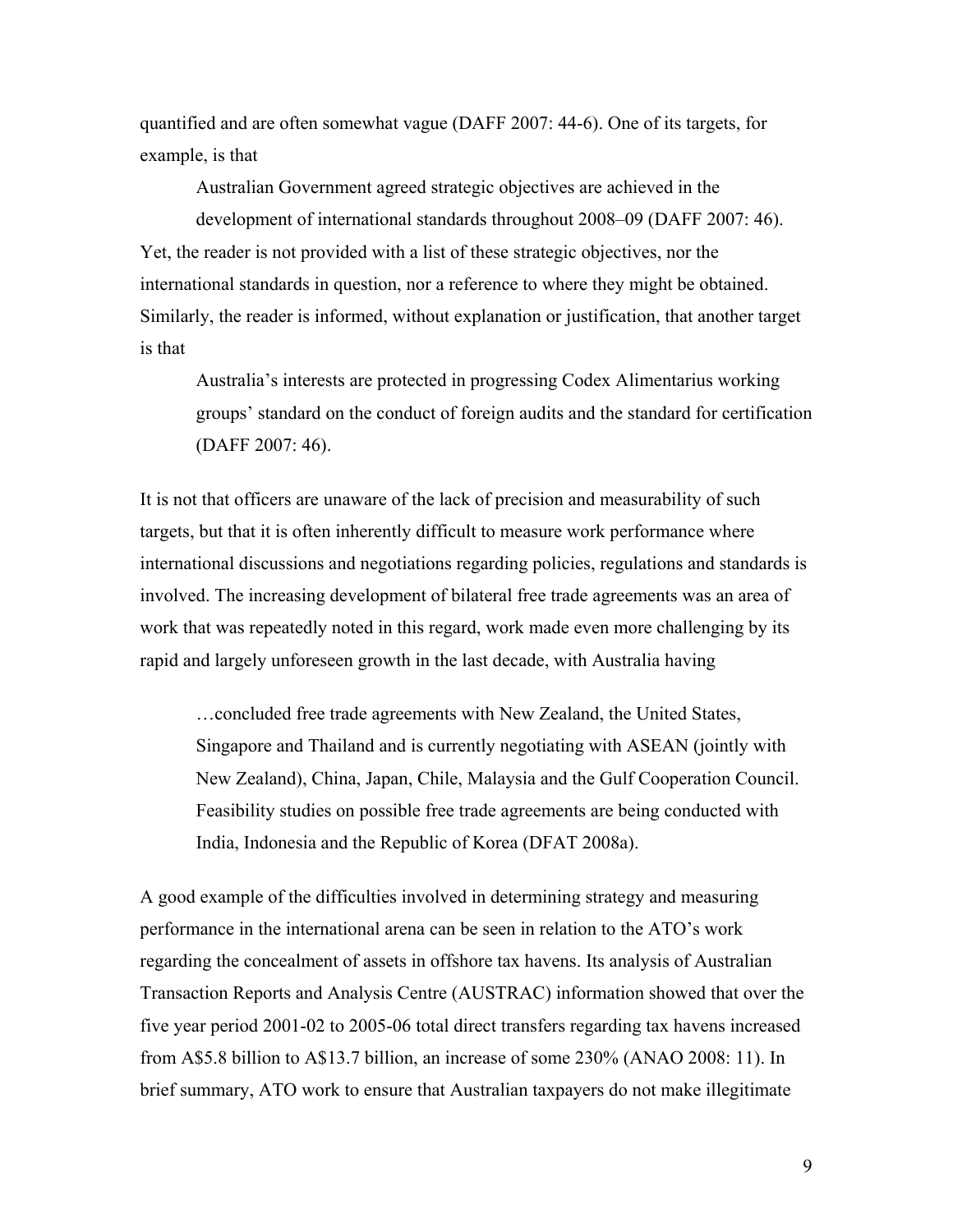quantified and are often somewhat vague (DAFF 2007: 44-6). One of its targets, for example, is that

> Australian Government agreed strategic objectives are achieved in the development of international standards throughout 2008–09 (DAFF 2007: 46).

Yet, the reader is not provided with a list of these strategic objectives, nor the international standards in question, nor a reference to where they might be obtained. Similarly, the reader is informed, without explanation or justification, that another target is that

> Australia's interests are protected in progressing Codex Alimentarius working groups' standard on the conduct of foreign audits and the standard for certification (DAFF 2007: 46).

It is not that officers are unaware of the lack of precision and measurability of such targets, but that it is often inherently difficult to measure work performance where international discussions and negotiations regarding policies, regulations and standards is involved. The increasing development of bilateral free trade agreements was an area of work that was repeatedly noted in this regard, work made even more challenging by its rapid and largely unforeseen growth in the last decade, with Australia having

> …concluded free trade agreements with New Zealand, the United States, Singapore and Thailand and is currently negotiating with ASEAN (jointly with New Zealand), China, Japan, Chile, Malaysia and the Gulf Cooperation Council. Feasibility studies on possible free trade agreements are being conducted with India, Indonesia and the Republic of Korea (DFAT 2008a).

A good example of the difficulties involved in determining strategy and measuring performance in the international arena can be seen in relation to the ATO's work regarding the concealment of assets in offshore tax havens. Its analysis of Australian Transaction Reports and Analysis Centre (AUSTRAC) information showed that over the five year period 2001-02 to 2005-06 total direct transfers regarding tax havens increased from A$5.8 billion to A$13.7 billion, an increase of some 230% (ANAO 2008: 11). In brief summary, ATO work to ensure that Australian taxpayers do not make illegitimate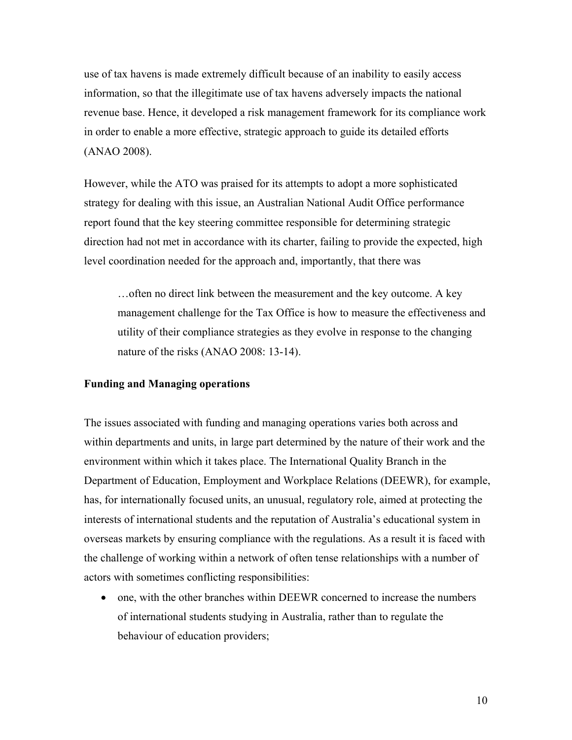use of tax havens is made extremely difficult because of an inability to easily access information, so that the illegitimate use of tax havens adversely impacts the national revenue base. Hence, it developed a risk management framework for its compliance work in order to enable a more effective, strategic approach to guide its detailed efforts (ANAO 2008).

However, while the ATO was praised for its attempts to adopt a more sophisticated strategy for dealing with this issue, an Australian National Audit Office performance report found that the key steering committee responsible for determining strategic direction had not met in accordance with its charter, failing to provide the expected, high level coordination needed for the approach and, importantly, that there was

> …often no direct link between the measurement and the key outcome. A key management challenge for the Tax Office is how to measure the effectiveness and utility of their compliance strategies as they evolve in response to the changing nature of the risks (ANAO 2008: 13-14).

**Funding and Managing operations**

The issues associated with funding and managing operations varies both across and within departments and units, in large part determined by the nature of their work and the environment within which it takes place. The International Quality Branch in the Department of Education, Employment and Workplace Relations (DEEWR), for example, has, for internationally focused units, an unusual, regulatory role, aimed at protecting the interests of international students and the reputation of Australia's educational system in overseas markets by ensuring compliance with the regulations. As a result it is faced with the challenge of working within a network of often tense relationships with a number of actors with sometimes conflicting responsibilities:

- one, with the other branches within DEEWR concerned to increase the numbers of international students studying in Australia, rather than to regulate the behaviour of education providers;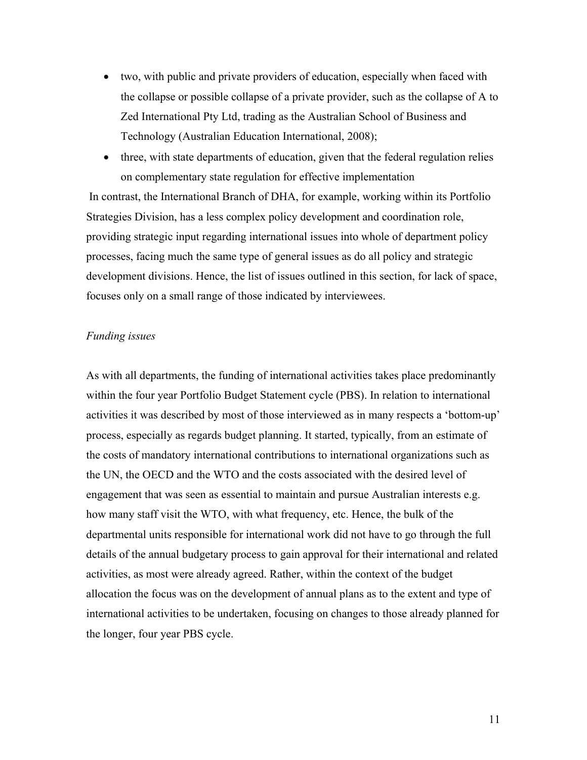- two, with public and private providers of education, especially when faced with the collapse or possible collapse of a private provider, such as the collapse of A to Zed International Pty Ltd, trading as the Australian School of Business and Technology (Australian Education International, 2008);
- three, with state departments of education, given that the federal regulation relies on complementary state regulation for effective implementation

In contrast, the International Branch of DHA, for example, working within its Portfolio Strategies Division, has a less complex policy development and coordination role, providing strategic input regarding international issues into whole of department policy processes, facing much the same type of general issues as do all policy and strategic development divisions. Hence, the list of issues outlined in this section, for lack of space, focuses only on a small range of those indicated by interviewees.

*Funding issues*

As with all departments, the funding of international activities takes place predominantly within the four year Portfolio Budget Statement cycle (PBS). In relation to international activities it was described by most of those interviewed as in many respects a 'bottom-up' process, especially as regards budget planning. It started, typically, from an estimate of the costs of mandatory international contributions to international organizations such as the UN, the OECD and the WTO and the costs associated with the desired level of engagement that was seen as essential to maintain and pursue Australian interests e.g. how many staff visit the WTO, with what frequency, etc. Hence, the bulk of the departmental units responsible for international work did not have to go through the full details of the annual budgetary process to gain approval for their international and related activities, as most were already agreed. Rather, within the context of the budget allocation the focus was on the development of annual plans as to the extent and type of international activities to be undertaken, focusing on changes to those already planned for the longer, four year PBS cycle.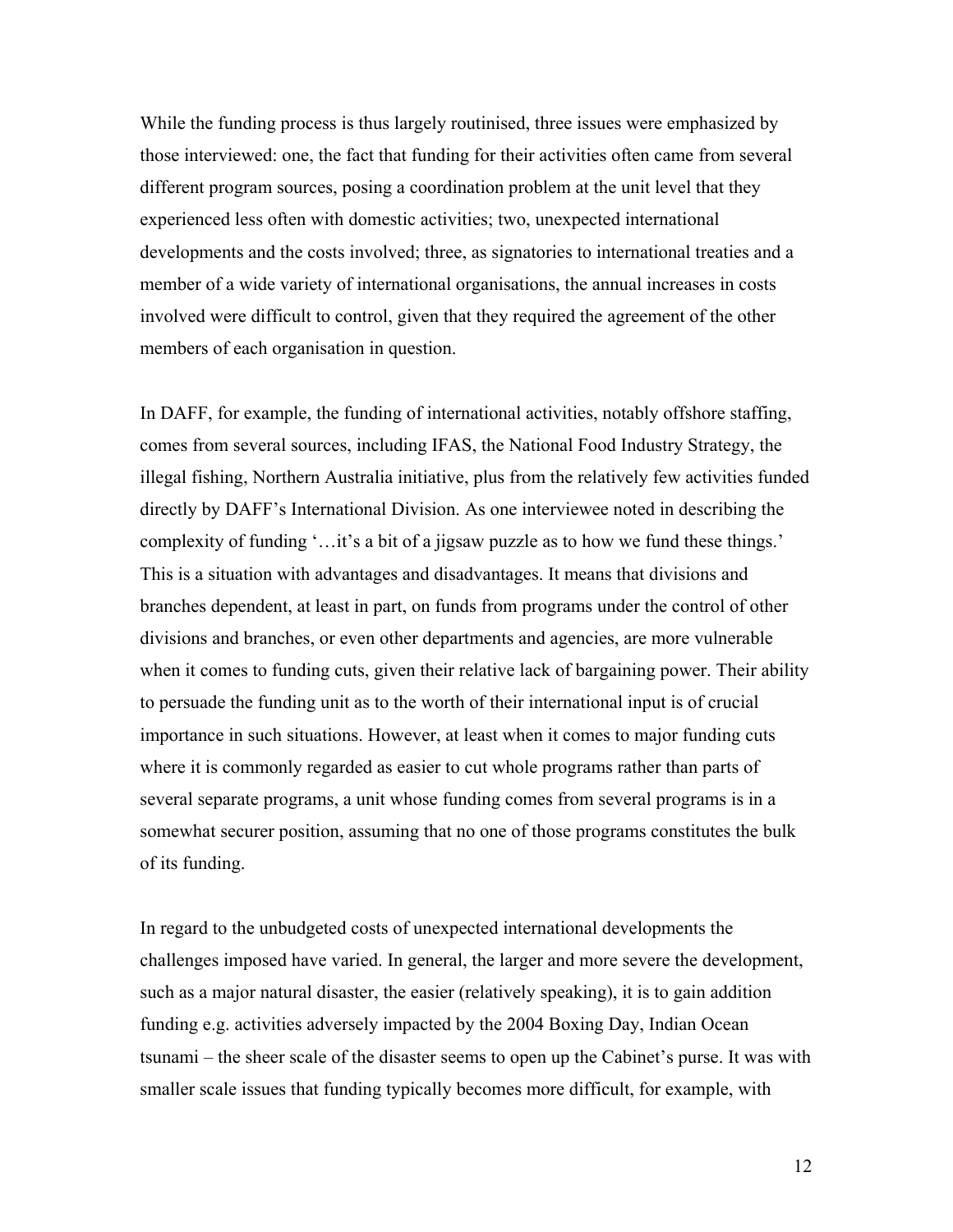While the funding process is thus largely routinised, three issues were emphasized by those interviewed: one, the fact that funding for their activities often came from several different program sources, posing a coordination problem at the unit level that they experienced less often with domestic activities; two, unexpected international developments and the costs involved; three, as signatories to international treaties and a member of a wide variety of international organisations, the annual increases in costs involved were difficult to control, given that they required the agreement of the other members of each organisation in question.

In DAFF, for example, the funding of international activities, notably offshore staffing, comes from several sources, including IFAS, the National Food Industry Strategy, the illegal fishing, Northern Australia initiative, plus from the relatively few activities funded directly by DAFF's International Division. As one interviewee noted in describing the complexity of funding '…it's a bit of a jigsaw puzzle as to how we fund these things.' This is a situation with advantages and disadvantages. It means that divisions and branches dependent, at least in part, on funds from programs under the control of other divisions and branches, or even other departments and agencies, are more vulnerable when it comes to funding cuts, given their relative lack of bargaining power. Their ability to persuade the funding unit as to the worth of their international input is of crucial importance in such situations. However, at least when it comes to major funding cuts where it is commonly regarded as easier to cut whole programs rather than parts of several separate programs, a unit whose funding comes from several programs is in a somewhat securer position, assuming that no one of those programs constitutes the bulk of its funding.

In regard to the unbudgeted costs of unexpected international developments the challenges imposed have varied. In general, the larger and more severe the development, such as a major natural disaster, the easier (relatively speaking), it is to gain addition funding e.g. activities adversely impacted by the 2004 Boxing Day, Indian Ocean tsunami – the sheer scale of the disaster seems to open up the Cabinet's purse. It was with smaller scale issues that funding typically becomes more difficult, for example, with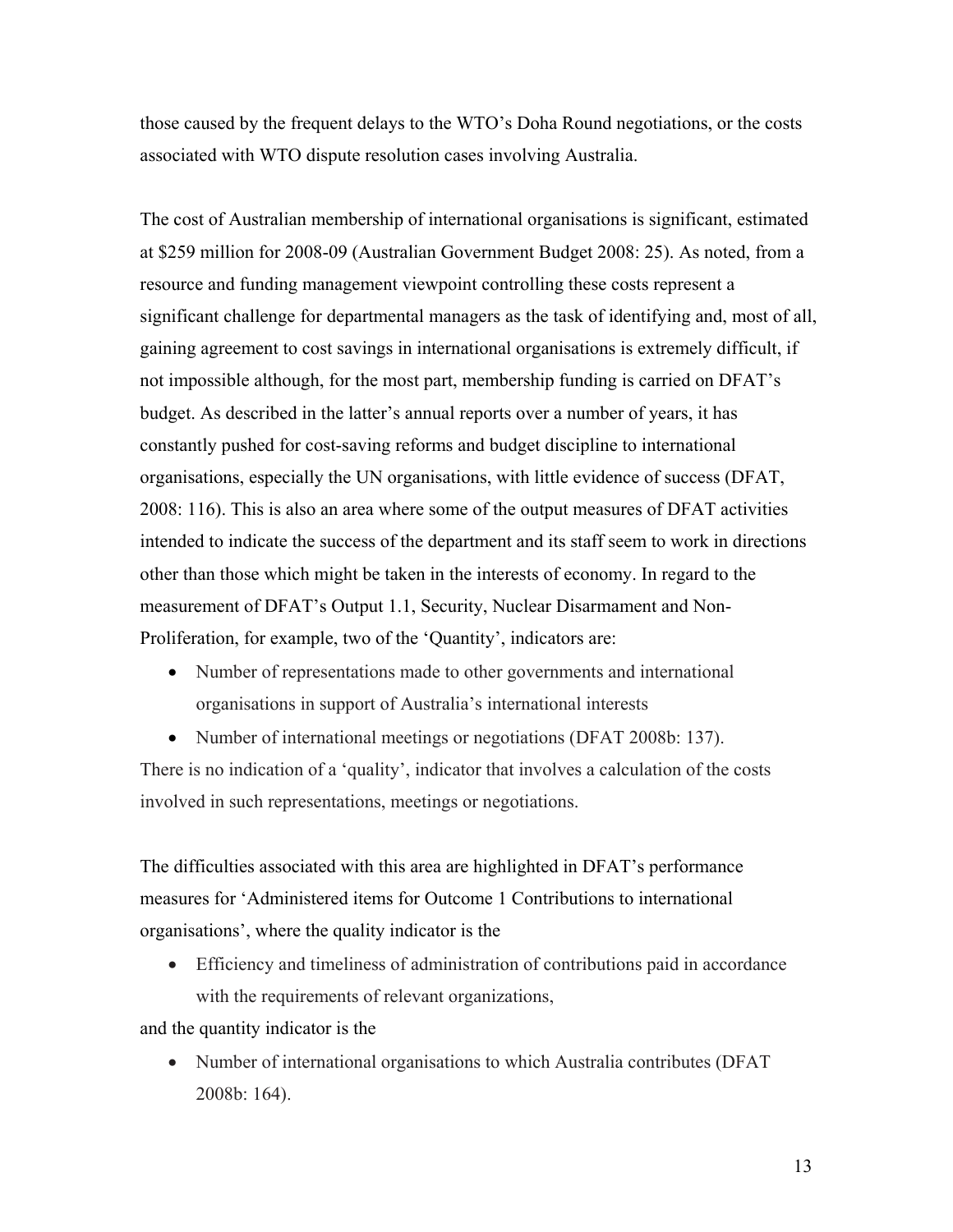those caused by the frequent delays to the WTO's Doha Round negotiations, or the costs associated with WTO dispute resolution cases involving Australia.

The cost of Australian membership of international organisations is significant, estimated at $259 million for 2008-09 (Australian Government Budget 2008: 25). As noted, from a resource and funding management viewpoint controlling these costs represent a significant challenge for departmental managers as the task of identifying and, most of all, gaining agreement to cost savings in international organisations is extremely difficult, if not impossible although, for the most part, membership funding is carried on DFAT's budget. As described in the latter's annual reports over a number of years, it has constantly pushed for cost-saving reforms and budget discipline to international organisations, especially the UN organisations, with little evidence of success (DFAT, 2008: 116). This is also an area where some of the output measures of DFAT activities intended to indicate the success of the department and its staff seem to work in directions other than those which might be taken in the interests of economy. In regard to the measurement of DFAT's Output 1.1, Security, Nuclear Disarmament and Non-Proliferation, for example, two of the 'Quantity', indicators are:

- Number of representations made to other governments and international organisations in support of Australia's international interests
- Number of international meetings or negotiations (DFAT 2008b: 137).

There is no indication of a 'quality', indicator that involves a calculation of the costs involved in such representations, meetings or negotiations.

The difficulties associated with this area are highlighted in DFAT's performance measures for 'Administered items for Outcome 1 Contributions to international organisations', where the quality indicator is the

- Efficiency and timeliness of administration of contributions paid in accordance with the requirements of relevant organizations,

and the quantity indicator is the

- Number of international organisations to which Australia contributes (DFAT 2008b: 164).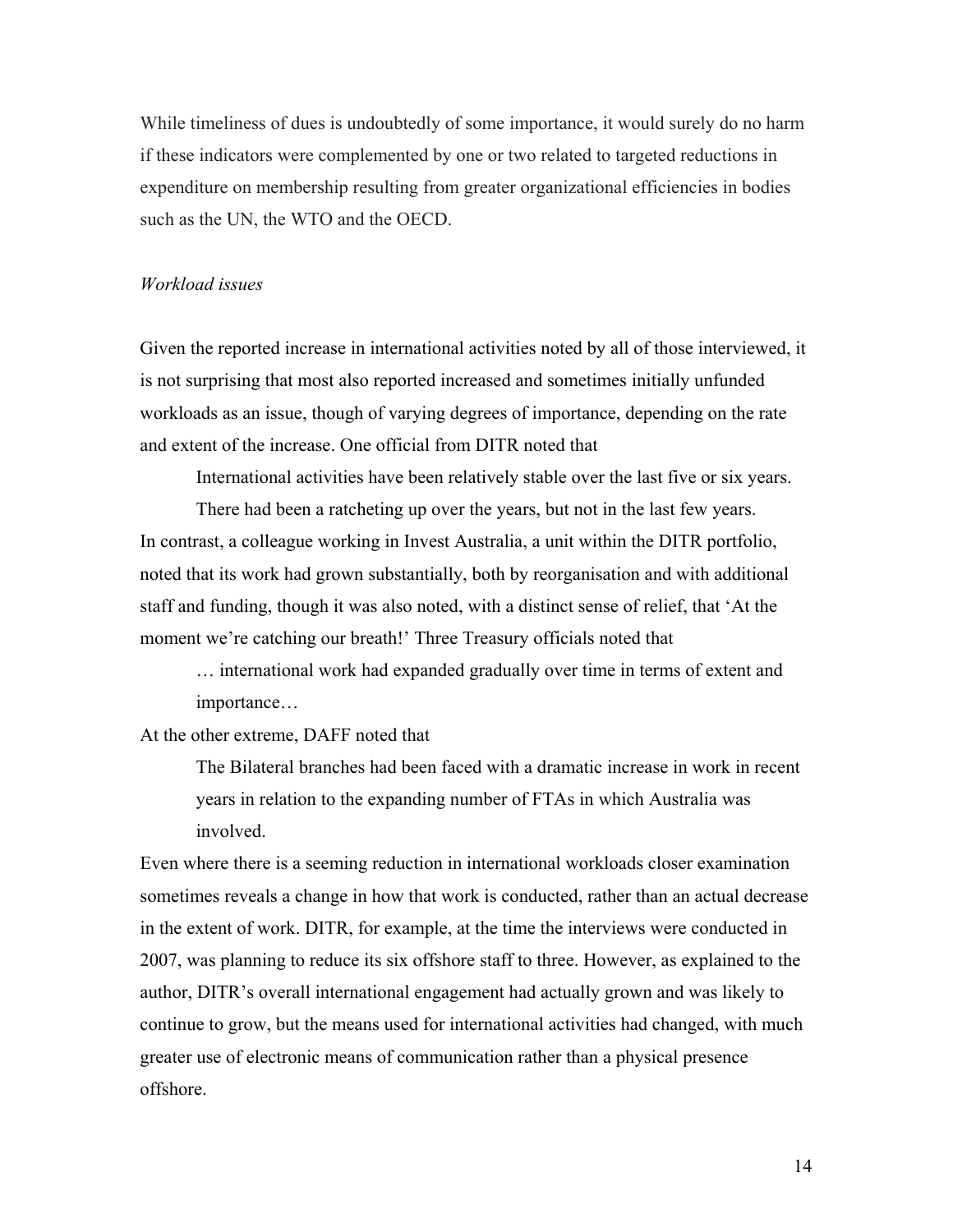While timeliness of dues is undoubtedly of some importance, it would surely do no harm if these indicators were complemented by one or two related to targeted reductions in expenditure on membership resulting from greater organizational efficiencies in bodies such as the UN, the WTO and the OECD.

*Workload issues*

Given the reported increase in international activities noted by all of those interviewed, it is not surprising that most also reported increased and sometimes initially unfunded workloads as an issue, though of varying degrees of importance, depending on the rate and extent of the increase. One official from DITR noted that

> International activities have been relatively stable over the last five or six years. There had been a ratcheting up over the years, but not in the last few years.

In contrast, a colleague working in Invest Australia, a unit within the DITR portfolio, noted that its work had grown substantially, both by reorganisation and with additional staff and funding, though it was also noted, with a distinct sense of relief, that 'At the moment we're catching our breath!' Three Treasury officials noted that

> … international work had expanded gradually over time in terms of extent and importance…

At the other extreme, DAFF noted that

> The Bilateral branches had been faced with a dramatic increase in work in recent years in relation to the expanding number of FTAs in which Australia was involved.

Even where there is a seeming reduction in international workloads closer examination sometimes reveals a change in how that work is conducted, rather than an actual decrease in the extent of work. DITR, for example, at the time the interviews were conducted in 2007, was planning to reduce its six offshore staff to three. However, as explained to the author, DITR's overall international engagement had actually grown and was likely to continue to grow, but the means used for international activities had changed, with much greater use of electronic means of communication rather than a physical presence offshore.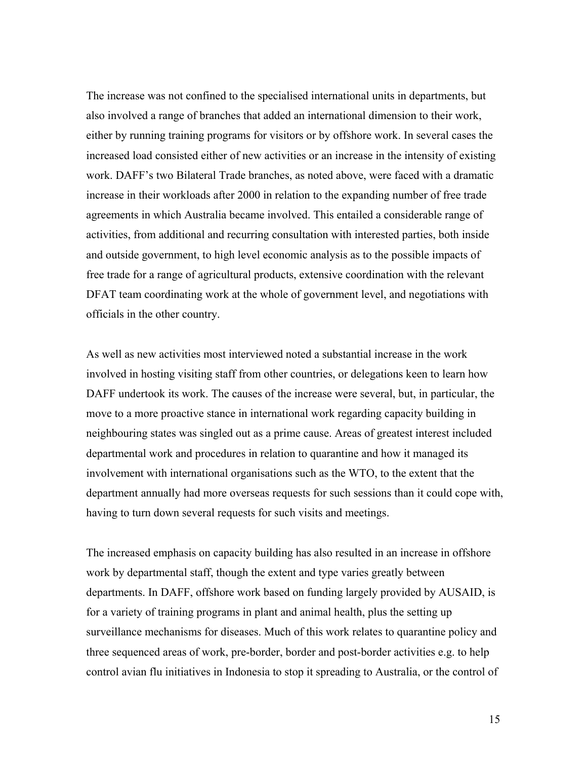The increase was not confined to the specialised international units in departments, but also involved a range of branches that added an international dimension to their work, either by running training programs for visitors or by offshore work. In several cases the increased load consisted either of new activities or an increase in the intensity of existing work. DAFF's two Bilateral Trade branches, as noted above, were faced with a dramatic increase in their workloads after 2000 in relation to the expanding number of free trade agreements in which Australia became involved. This entailed a considerable range of activities, from additional and recurring consultation with interested parties, both inside and outside government, to high level economic analysis as to the possible impacts of free trade for a range of agricultural products, extensive coordination with the relevant DFAT team coordinating work at the whole of government level, and negotiations with officials in the other country.

As well as new activities most interviewed noted a substantial increase in the work involved in hosting visiting staff from other countries, or delegations keen to learn how DAFF undertook its work. The causes of the increase were several, but, in particular, the move to a more proactive stance in international work regarding capacity building in neighbouring states was singled out as a prime cause. Areas of greatest interest included departmental work and procedures in relation to quarantine and how it managed its involvement with international organisations such as the WTO, to the extent that the department annually had more overseas requests for such sessions than it could cope with, having to turn down several requests for such visits and meetings.

The increased emphasis on capacity building has also resulted in an increase in offshore work by departmental staff, though the extent and type varies greatly between departments. In DAFF, offshore work based on funding largely provided by AUSAID, is for a variety of training programs in plant and animal health, plus the setting up surveillance mechanisms for diseases. Much of this work relates to quarantine policy and three sequenced areas of work, pre-border, border and post-border activities e.g. to help control avian flu initiatives in Indonesia to stop it spreading to Australia, or the control of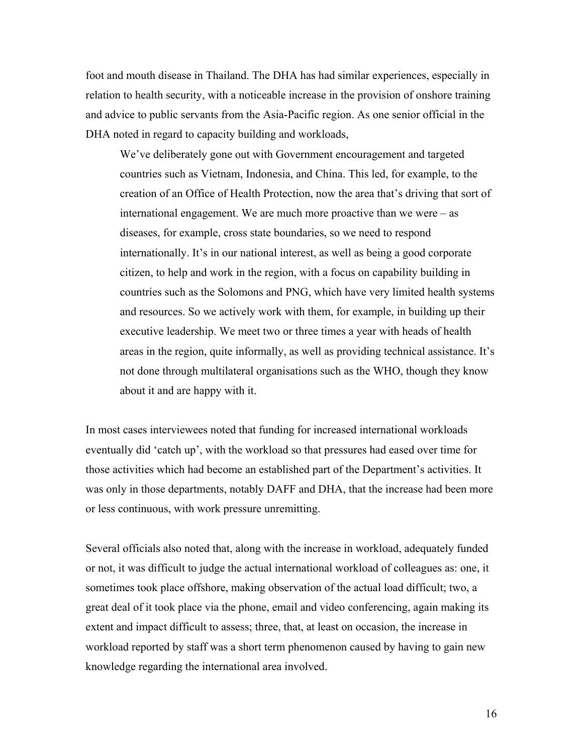foot and mouth disease in Thailand. The DHA has had similar experiences, especially in relation to health security, with a noticeable increase in the provision of onshore training and advice to public servants from the Asia-Pacific region. As one senior official in the DHA noted in regard to capacity building and workloads,

> We've deliberately gone out with Government encouragement and targeted countries such as Vietnam, Indonesia, and China. This led, for example, to the creation of an Office of Health Protection, now the area that's driving that sort of international engagement. We are much more proactive than we were – as diseases, for example, cross state boundaries, so we need to respond internationally. It's in our national interest, as well as being a good corporate citizen, to help and work in the region, with a focus on capability building in countries such as the Solomons and PNG, which have very limited health systems and resources. So we actively work with them, for example, in building up their executive leadership. We meet two or three times a year with heads of health areas in the region, quite informally, as well as providing technical assistance. It's not done through multilateral organisations such as the WHO, though they know about it and are happy with it.

In most cases interviewees noted that funding for increased international workloads eventually did 'catch up', with the workload so that pressures had eased over time for those activities which had become an established part of the Department's activities. It was only in those departments, notably DAFF and DHA, that the increase had been more or less continuous, with work pressure unremitting.

Several officials also noted that, along with the increase in workload, adequately funded or not, it was difficult to judge the actual international workload of colleagues as: one, it sometimes took place offshore, making observation of the actual load difficult; two, a great deal of it took place via the phone, email and video conferencing, again making its extent and impact difficult to assess; three, that, at least on occasion, the increase in workload reported by staff was a short term phenomenon caused by having to gain new knowledge regarding the international area involved.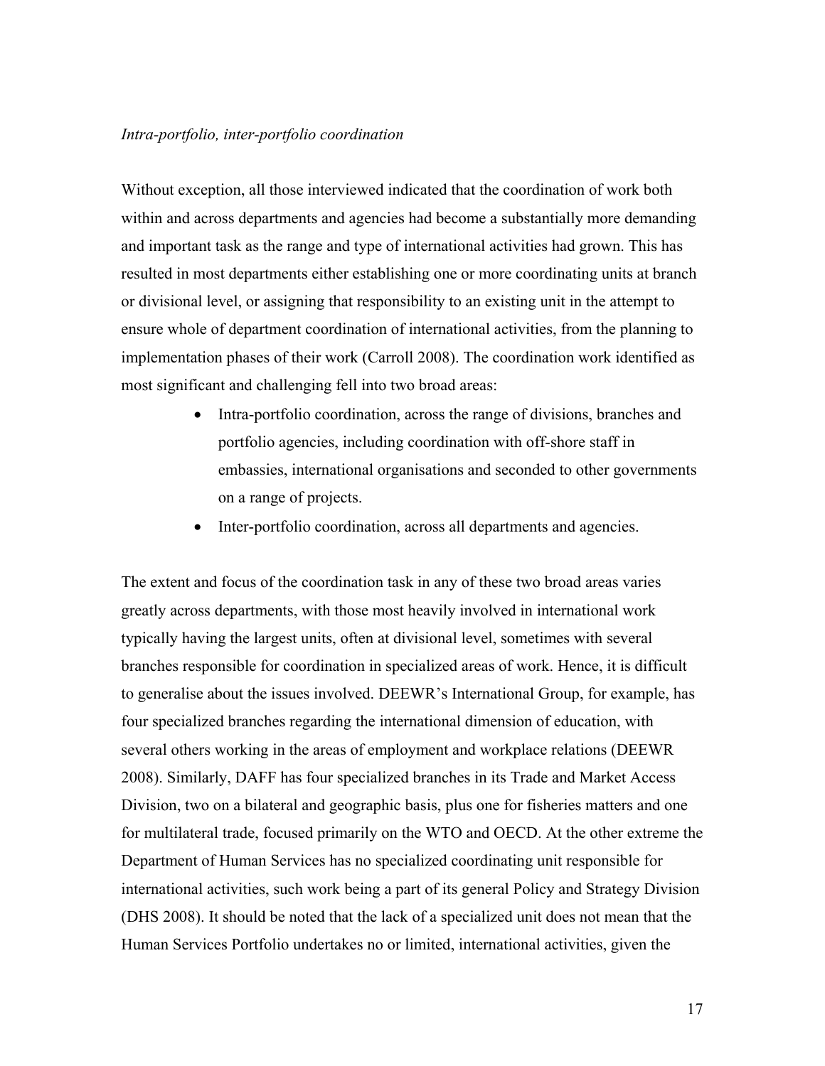*Intra-portfolio, inter-portfolio coordination*

Without exception, all those interviewed indicated that the coordination of work both within and across departments and agencies had become a substantially more demanding and important task as the range and type of international activities had grown. This has resulted in most departments either establishing one or more coordinating units at branch or divisional level, or assigning that responsibility to an existing unit in the attempt to ensure whole of department coordination of international activities, from the planning to implementation phases of their work (Carroll 2008). The coordination work identified as most significant and challenging fell into two broad areas:

- Intra-portfolio coordination, across the range of divisions, branches and portfolio agencies, including coordination with off-shore staff in embassies, international organisations and seconded to other governments on a range of projects.
- Inter-portfolio coordination, across all departments and agencies.

The extent and focus of the coordination task in any of these two broad areas varies greatly across departments, with those most heavily involved in international work typically having the largest units, often at divisional level, sometimes with several branches responsible for coordination in specialized areas of work. Hence, it is difficult to generalise about the issues involved. DEEWR's International Group, for example, has four specialized branches regarding the international dimension of education, with several others working in the areas of employment and workplace relations (DEEWR 2008). Similarly, DAFF has four specialized branches in its Trade and Market Access Division, two on a bilateral and geographic basis, plus one for fisheries matters and one for multilateral trade, focused primarily on the WTO and OECD. At the other extreme the Department of Human Services has no specialized coordinating unit responsible for international activities, such work being a part of its general Policy and Strategy Division (DHS 2008). It should be noted that the lack of a specialized unit does not mean that the Human Services Portfolio undertakes no or limited, international activities, given the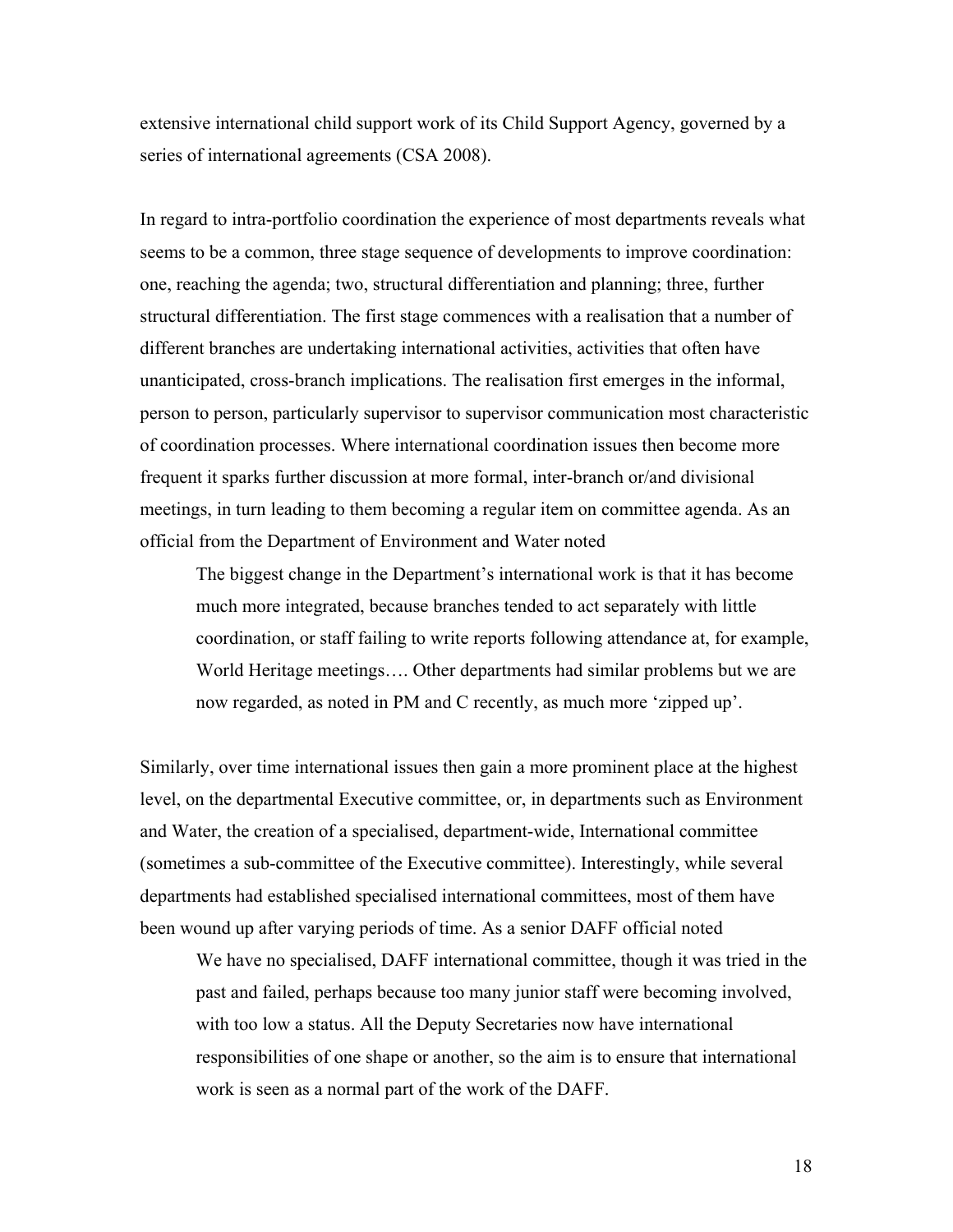extensive international child support work of its Child Support Agency, governed by a series of international agreements (CSA 2008).

In regard to intra-portfolio coordination the experience of most departments reveals what seems to be a common, three stage sequence of developments to improve coordination: one, reaching the agenda; two, structural differentiation and planning; three, further structural differentiation. The first stage commences with a realisation that a number of different branches are undertaking international activities, activities that often have unanticipated, cross-branch implications. The realisation first emerges in the informal, person to person, particularly supervisor to supervisor communication most characteristic of coordination processes. Where international coordination issues then become more frequent it sparks further discussion at more formal, inter-branch or/and divisional meetings, in turn leading to them becoming a regular item on committee agenda. As an official from the Department of Environment and Water noted

> The biggest change in the Department's international work is that it has become much more integrated, because branches tended to act separately with little coordination, or staff failing to write reports following attendance at, for example, World Heritage meetings…. Other departments had similar problems but we are now regarded, as noted in PM and C recently, as much more 'zipped up'.

Similarly, over time international issues then gain a more prominent place at the highest level, on the departmental Executive committee, or, in departments such as Environment and Water, the creation of a specialised, department-wide, International committee (sometimes a sub-committee of the Executive committee). Interestingly, while several departments had established specialised international committees, most of them have been wound up after varying periods of time. As a senior DAFF official noted

> We have no specialised, DAFF international committee, though it was tried in the past and failed, perhaps because too many junior staff were becoming involved, with too low a status. All the Deputy Secretaries now have international responsibilities of one shape or another, so the aim is to ensure that international work is seen as a normal part of the work of the DAFF.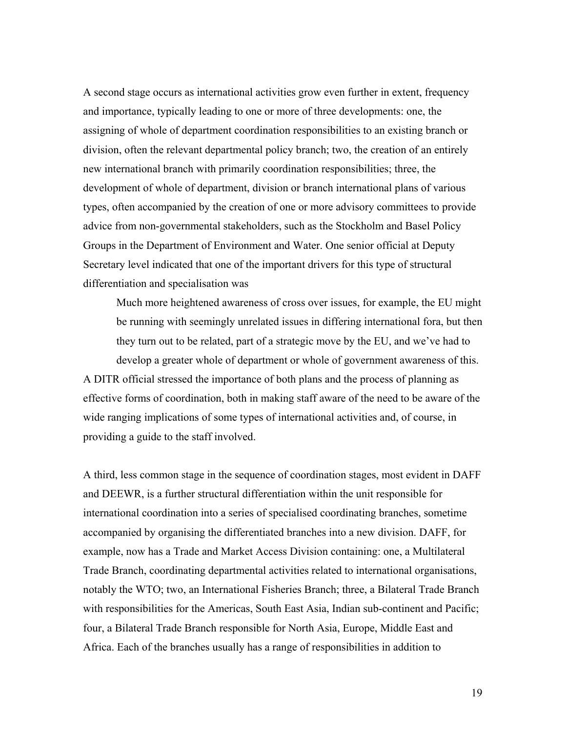A second stage occurs as international activities grow even further in extent, frequency and importance, typically leading to one or more of three developments: one, the assigning of whole of department coordination responsibilities to an existing branch or division, often the relevant departmental policy branch; two, the creation of an entirely new international branch with primarily coordination responsibilities; three, the development of whole of department, division or branch international plans of various types, often accompanied by the creation of one or more advisory committees to provide advice from non-governmental stakeholders, such as the Stockholm and Basel Policy Groups in the Department of Environment and Water. One senior official at Deputy Secretary level indicated that one of the important drivers for this type of structural differentiation and specialisation was

> Much more heightened awareness of cross over issues, for example, the EU might be running with seemingly unrelated issues in differing international fora, but then they turn out to be related, part of a strategic move by the EU, and we've had to develop a greater whole of department or whole of government awareness of this.

A DITR official stressed the importance of both plans and the process of planning as effective forms of coordination, both in making staff aware of the need to be aware of the wide ranging implications of some types of international activities and, of course, in providing a guide to the staff involved.

A third, less common stage in the sequence of coordination stages, most evident in DAFF and DEEWR, is a further structural differentiation within the unit responsible for international coordination into a series of specialised coordinating branches, sometime accompanied by organising the differentiated branches into a new division. DAFF, for example, now has a Trade and Market Access Division containing: one, a Multilateral Trade Branch, coordinating departmental activities related to international organisations, notably the WTO; two, an International Fisheries Branch; three, a Bilateral Trade Branch with responsibilities for the Americas, South East Asia, Indian sub-continent and Pacific; four, a Bilateral Trade Branch responsible for North Asia, Europe, Middle East and Africa. Each of the branches usually has a range of responsibilities in addition to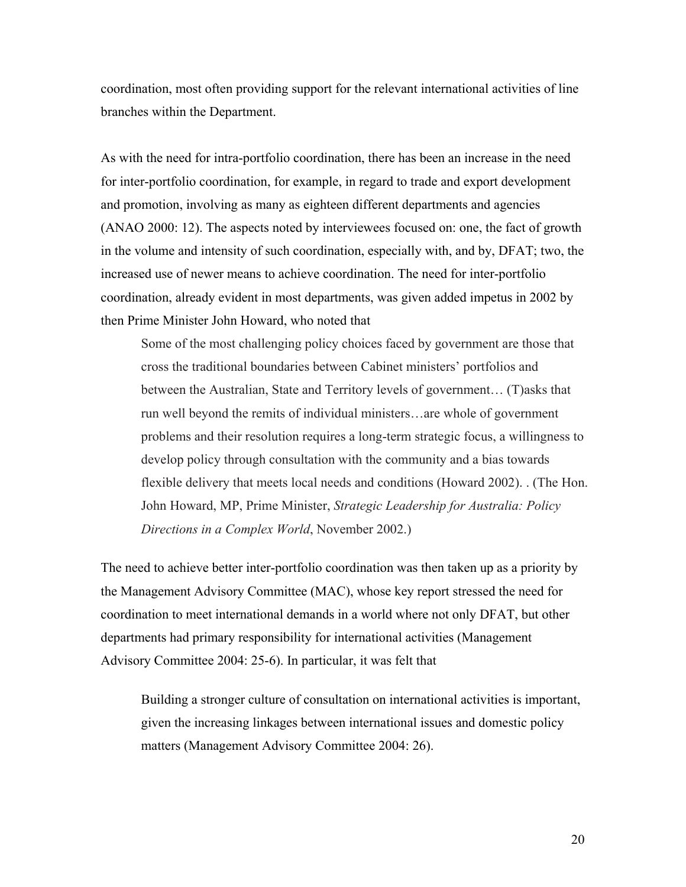coordination, most often providing support for the relevant international activities of line branches within the Department.

As with the need for intra-portfolio coordination, there has been an increase in the need for inter-portfolio coordination, for example, in regard to trade and export development and promotion, involving as many as eighteen different departments and agencies (ANAO 2000: 12). The aspects noted by interviewees focused on: one, the fact of growth in the volume and intensity of such coordination, especially with, and by, DFAT; two, the increased use of newer means to achieve coordination. The need for inter-portfolio coordination, already evident in most departments, was given added impetus in 2002 by then Prime Minister John Howard, who noted that

> Some of the most challenging policy choices faced by government are those that cross the traditional boundaries between Cabinet ministers' portfolios and between the Australian, State and Territory levels of government… (T)asks that run well beyond the remits of individual ministers…are whole of government problems and their resolution requires a long-term strategic focus, a willingness to develop policy through consultation with the community and a bias towards flexible delivery that meets local needs and conditions (Howard 2002). . (The Hon. John Howard, MP, Prime Minister, *Strategic Leadership for Australia: Policy Directions in a Complex World*, November 2002.)

The need to achieve better inter-portfolio coordination was then taken up as a priority by the Management Advisory Committee (MAC), whose key report stressed the need for coordination to meet international demands in a world where not only DFAT, but other departments had primary responsibility for international activities (Management Advisory Committee 2004: 25-6). In particular, it was felt that

> Building a stronger culture of consultation on international activities is important, given the increasing linkages between international issues and domestic policy matters (Management Advisory Committee 2004: 26).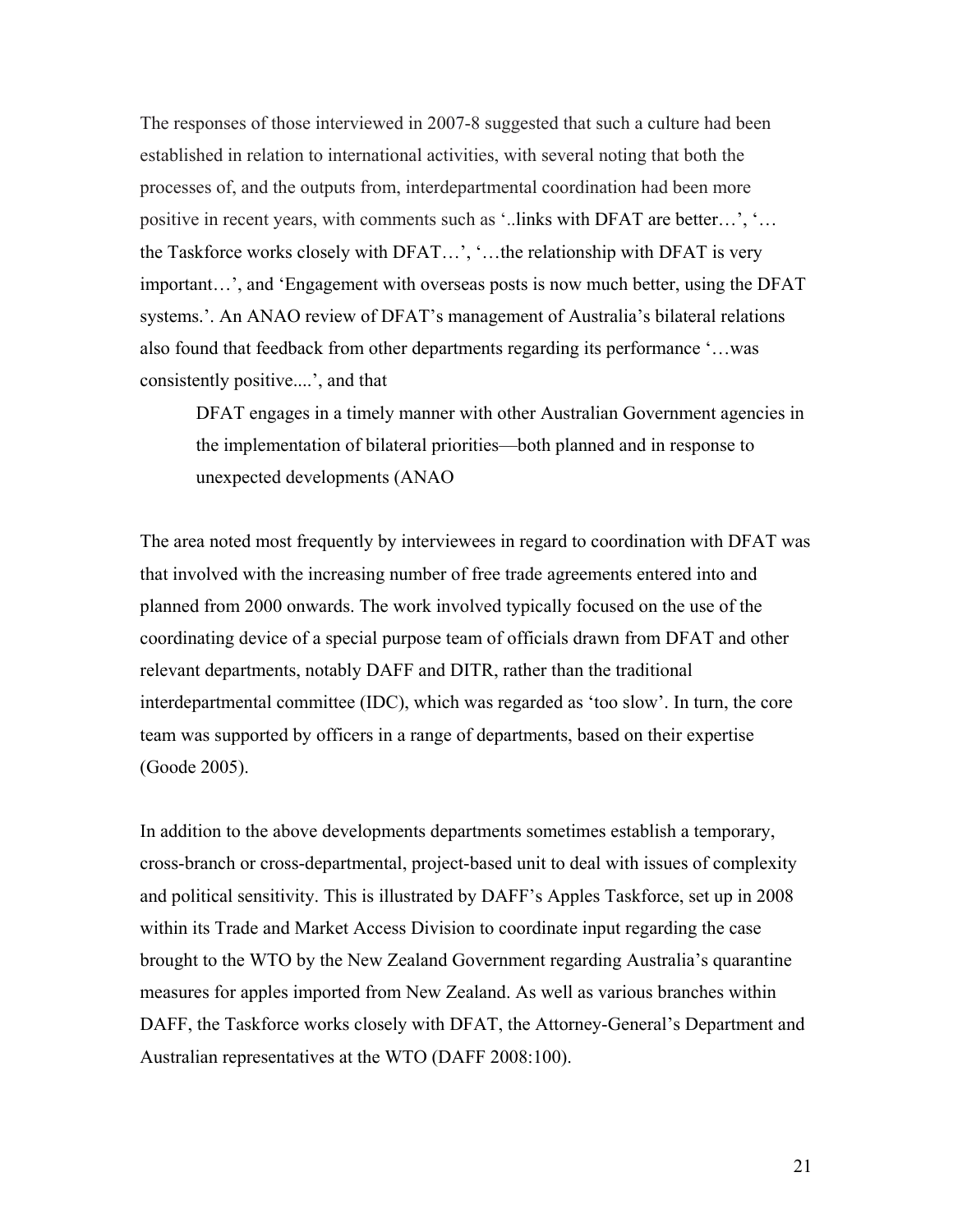The responses of those interviewed in 2007-8 suggested that such a culture had been established in relation to international activities, with several noting that both the processes of, and the outputs from, interdepartmental coordination had been more positive in recent years, with comments such as '..links with DFAT are better…', '… the Taskforce works closely with DFAT…', '…the relationship with DFAT is very important…', and 'Engagement with overseas posts is now much better, using the DFAT systems.'. An ANAO review of DFAT's management of Australia's bilateral relations also found that feedback from other departments regarding its performance '…was consistently positive....', and that

> DFAT engages in a timely manner with other Australian Government agencies in the implementation of bilateral priorities—both planned and in response to unexpected developments (ANAO

The area noted most frequently by interviewees in regard to coordination with DFAT was that involved with the increasing number of free trade agreements entered into and planned from 2000 onwards. The work involved typically focused on the use of the coordinating device of a special purpose team of officials drawn from DFAT and other relevant departments, notably DAFF and DITR, rather than the traditional interdepartmental committee (IDC), which was regarded as 'too slow'. In turn, the core team was supported by officers in a range of departments, based on their expertise (Goode 2005).

In addition to the above developments departments sometimes establish a temporary, cross-branch or cross-departmental, project-based unit to deal with issues of complexity and political sensitivity. This is illustrated by DAFF's Apples Taskforce, set up in 2008 within its Trade and Market Access Division to coordinate input regarding the case brought to the WTO by the New Zealand Government regarding Australia's quarantine measures for apples imported from New Zealand. As well as various branches within DAFF, the Taskforce works closely with DFAT, the Attorney-General's Department and Australian representatives at the WTO (DAFF 2008:100).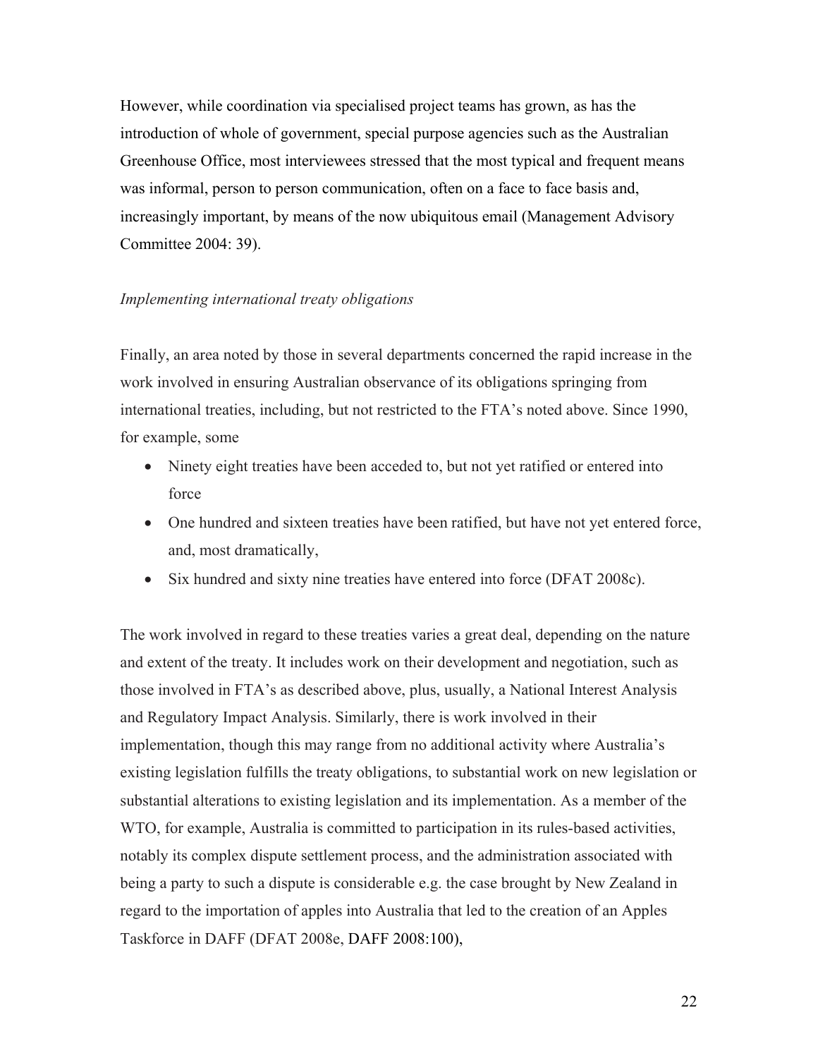However, while coordination via specialised project teams has grown, as has the introduction of whole of government, special purpose agencies such as the Australian Greenhouse Office, most interviewees stressed that the most typical and frequent means was informal, person to person communication, often on a face to face basis and, increasingly important, by means of the now ubiquitous email (Management Advisory Committee 2004: 39).

*Implementing international treaty obligations*

Finally, an area noted by those in several departments concerned the rapid increase in the work involved in ensuring Australian observance of its obligations springing from international treaties, including, but not restricted to the FTA's noted above. Since 1990, for example, some

- Ninety eight treaties have been acceded to, but not yet ratified or entered into force
- One hundred and sixteen treaties have been ratified, but have not yet entered force, and, most dramatically,
- Six hundred and sixty nine treaties have entered into force (DFAT 2008c).

The work involved in regard to these treaties varies a great deal, depending on the nature and extent of the treaty. It includes work on their development and negotiation, such as those involved in FTA's as described above, plus, usually, a National Interest Analysis and Regulatory Impact Analysis. Similarly, there is work involved in their implementation, though this may range from no additional activity where Australia's existing legislation fulfills the treaty obligations, to substantial work on new legislation or substantial alterations to existing legislation and its implementation. As a member of the WTO, for example, Australia is committed to participation in its rules-based activities, notably its complex dispute settlement process, and the administration associated with being a party to such a dispute is considerable e.g. the case brought by New Zealand in regard to the importation of apples into Australia that led to the creation of an Apples Taskforce in DAFF (DFAT 2008e, DAFF 2008:100),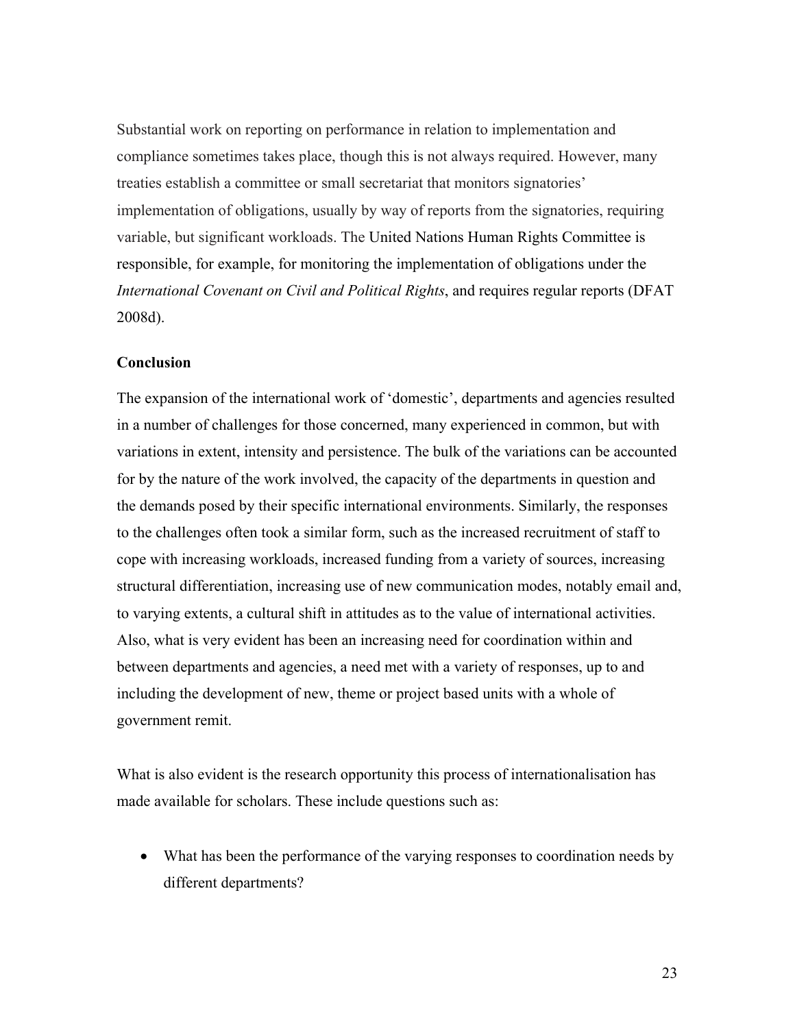Substantial work on reporting on performance in relation to implementation and compliance sometimes takes place, though this is not always required. However, many treaties establish a committee or small secretariat that monitors signatories' implementation of obligations, usually by way of reports from the signatories, requiring variable, but significant workloads. The United Nations Human Rights Committee is responsible, for example, for monitoring the implementation of obligations under the *International Covenant on Civil and Political Rights*, and requires regular reports (DFAT 2008d).

**Conclusion**

The expansion of the international work of 'domestic', departments and agencies resulted in a number of challenges for those concerned, many experienced in common, but with variations in extent, intensity and persistence. The bulk of the variations can be accounted for by the nature of the work involved, the capacity of the departments in question and the demands posed by their specific international environments. Similarly, the responses to the challenges often took a similar form, such as the increased recruitment of staff to cope with increasing workloads, increased funding from a variety of sources, increasing structural differentiation, increasing use of new communication modes, notably email and, to varying extents, a cultural shift in attitudes as to the value of international activities. Also, what is very evident has been an increasing need for coordination within and between departments and agencies, a need met with a variety of responses, up to and including the development of new, theme or project based units with a whole of government remit.

What is also evident is the research opportunity this process of internationalisation has made available for scholars. These include questions such as:

- What has been the performance of the varying responses to coordination needs by different departments?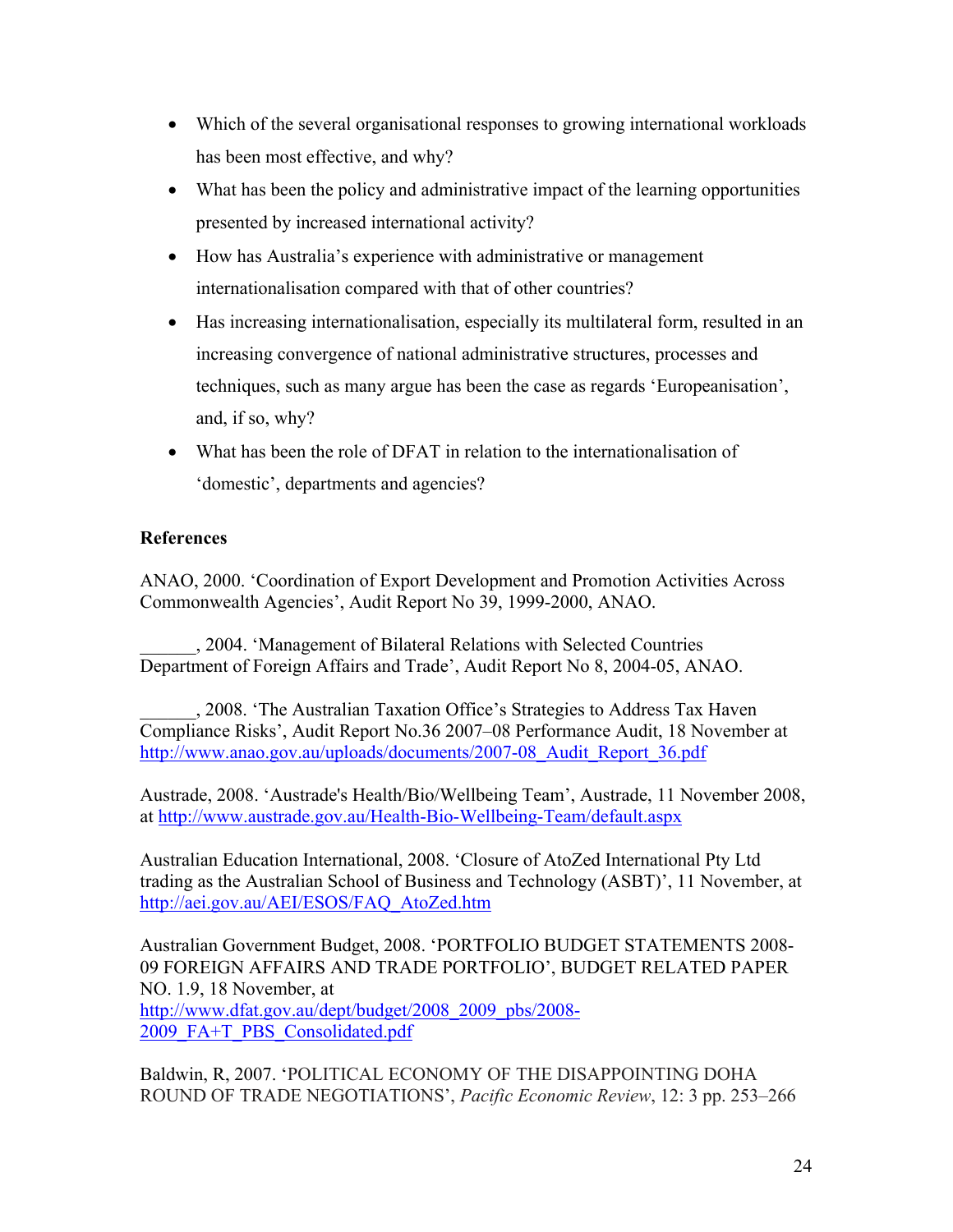- Which of the several organisational responses to growing international workloads has been most effective, and why?
- What has been the policy and administrative impact of the learning opportunities presented by increased international activity?
- How has Australia's experience with administrative or management internationalisation compared with that of other countries?
- Has increasing internationalisation, especially its multilateral form, resulted in an increasing convergence of national administrative structures, processes and techniques, such as many argue has been the case as regards 'Europeanisation', and, if so, why?
- What has been the role of DFAT in relation to the internationalisation of 'domestic', departments and agencies?

**References**

ANAO, 2000. 'Coordination of Export Development and Promotion Activities Across Commonwealth Agencies', Audit Report No 39, 1999-2000, ANAO.

______, 2004. 'Management of Bilateral Relations with Selected Countries Department of Foreign Affairs and Trade', Audit Report No 8, 2004-05, ANAO.

______, 2008. 'The Australian Taxation Office's Strategies to Address Tax Haven Compliance Risks', Audit Report No.36 2007–08 Performance Audit, 18 November at http://www.anao.gov.au/uploads/documents/2007-08_Audit_Report_36.pdf

Austrade, 2008. 'Austrade's Health/Bio/Wellbeing Team', Austrade, 11 November 2008, at http://www.austrade.gov.au/Health-Bio-Wellbeing-Team/default.aspx

Australian Education International, 2008. 'Closure of AtoZed International Pty Ltd trading as the Australian School of Business and Technology (ASBT)', 11 November, at http://aei.gov.au/AEI/ESOS/FAQ_AtoZed.htm

Australian Government Budget, 2008. 'PORTFOLIO BUDGET STATEMENTS 2008-09 FOREIGN AFFAIRS AND TRADE PORTFOLIO', BUDGET RELATED PAPER NO. 1.9, 18 November, at http://www.dfat.gov.au/dept/budget/2008_2009_pbs/2008-2009_FA+T_PBS_Consolidated.pdf

Baldwin, R, 2007. 'POLITICAL ECONOMY OF THE DISAPPOINTING DOHA ROUND OF TRADE NEGOTIATIONS', *Pacific Economic Review*, 12: 3 pp. 253–266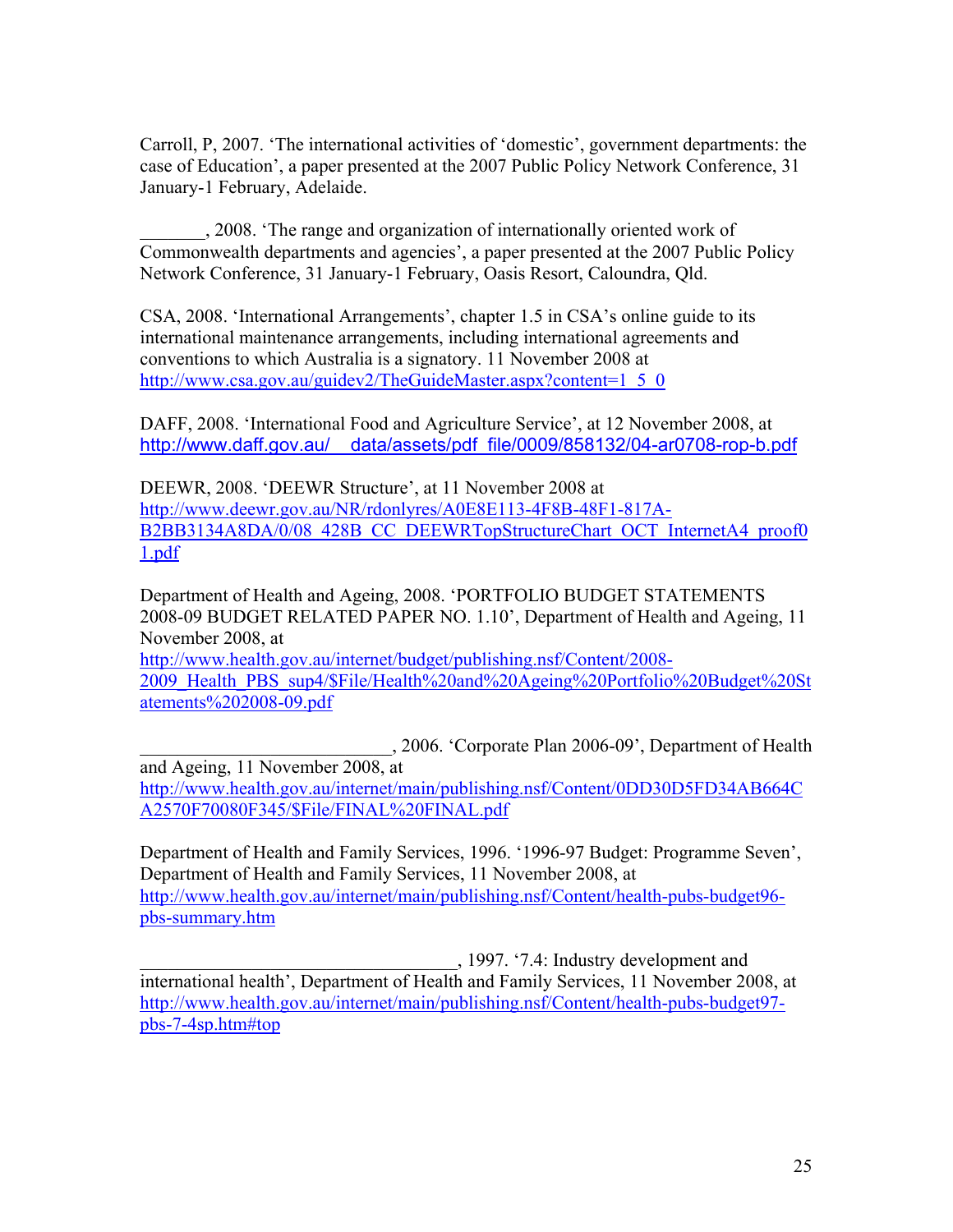Carroll, P, 2007. 'The international activities of 'domestic', government departments: the case of Education', a paper presented at the 2007 Public Policy Network Conference, 31 January-1 February, Adelaide.

_______, 2008. 'The range and organization of internationally oriented work of Commonwealth departments and agencies', a paper presented at the 2007 Public Policy Network Conference, 31 January-1 February, Oasis Resort, Caloundra, Qld.

CSA, 2008. 'International Arrangements', chapter 1.5 in CSA's online guide to its international maintenance arrangements, including international agreements and conventions to which Australia is a signatory. 11 November 2008 at http://www.csa.gov.au/guidev2/TheGuideMaster.aspx?content=1_5_0

DAFF, 2008. 'International Food and Agriculture Service', at 12 November 2008, at http://www.daff.gov.au/__data/assets/pdf_file/0009/858132/04-ar0708-rop-b.pdf

DEEWR, 2008. 'DEEWR Structure', at 11 November 2008 at http://www.deewr.gov.au/NR/rdonlyres/A0E8E113-4F8B-48F1-817A-B2BB3134A8DA/0/08_428B_CC_DEEWRTopStructureChart_OCT_InternetA4_proof01.pdf

Department of Health and Ageing, 2008. 'PORTFOLIO BUDGET STATEMENTS 2008-09 BUDGET RELATED PAPER NO. 1.10', Department of Health and Ageing, 11 November 2008, at http://www.health.gov.au/internet/budget/publishing.nsf/Content/2008-2009_Health_PBS_sup4/$File/Health%20and%20Ageing%20Portfolio%20Budget%20Statements%202008-09.pdf

____________________________, 2006. 'Corporate Plan 2006-09', Department of Health and Ageing, 11 November 2008, at http://www.health.gov.au/internet/main/publishing.nsf/Content/0DD30D5FD34AB664CA2570F70080F345/$File/FINAL%20FINAL.pdf

Department of Health and Family Services, 1996. '1996-97 Budget: Programme Seven', Department of Health and Family Services, 11 November 2008, at http://www.health.gov.au/internet/main/publishing.nsf/Content/health-pubs-budget96-pbs-summary.htm

___________________________________, 1997. '7.4: Industry development and international health', Department of Health and Family Services, 11 November 2008, at http://www.health.gov.au/internet/main/publishing.nsf/Content/health-pubs-budget97-pbs-7-4sp.htm#top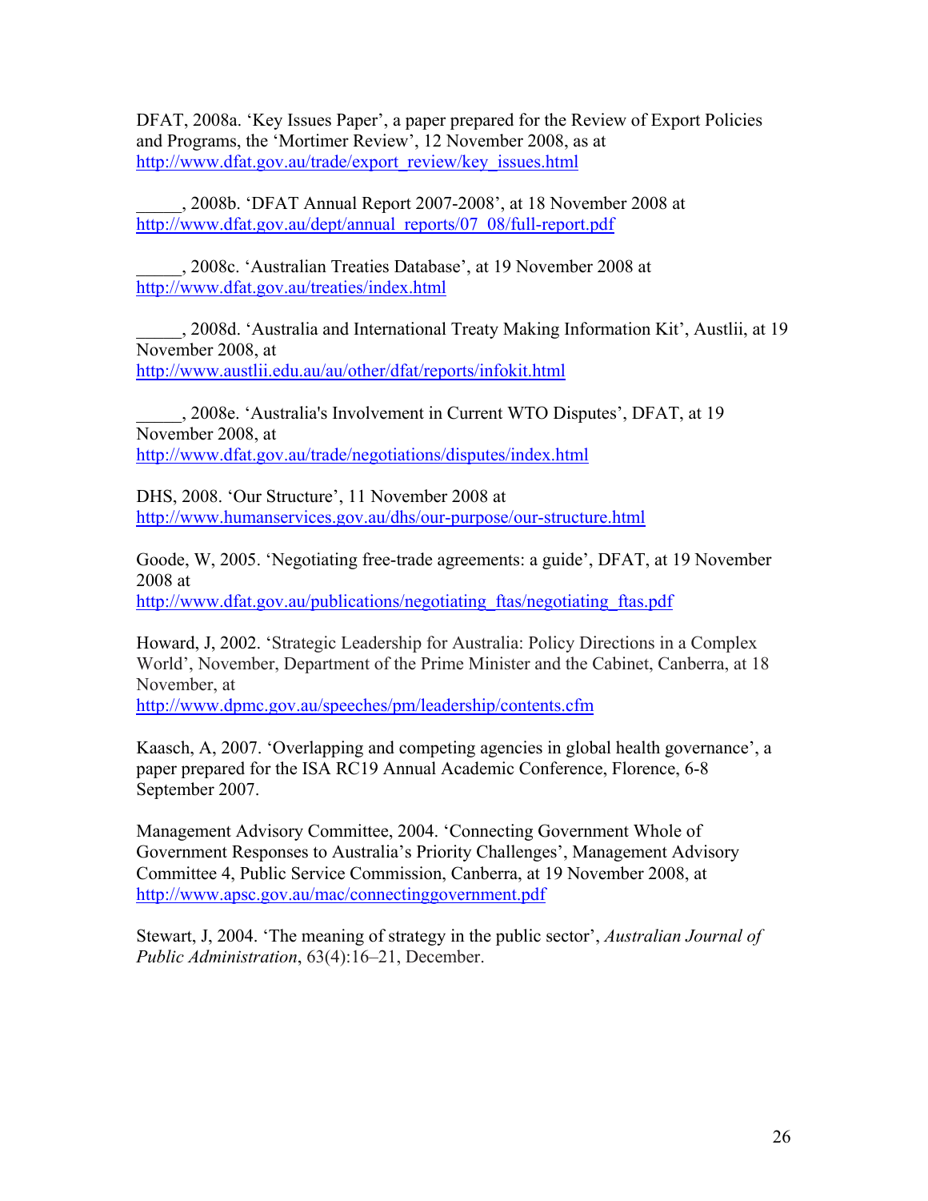DFAT, 2008a. 'Key Issues Paper', a paper prepared for the Review of Export Policies and Programs, the 'Mortimer Review', 12 November 2008, as at http://www.dfat.gov.au/trade/export_review/key_issues.html

_____, 2008b. 'DFAT Annual Report 2007-2008', at 18 November 2008 at http://www.dfat.gov.au/dept/annual_reports/07_08/full-report.pdf

_____, 2008c. 'Australian Treaties Database', at 19 November 2008 at http://www.dfat.gov.au/treaties/index.html

_____, 2008d. 'Australia and International Treaty Making Information Kit', Austlii, at 19 November 2008, at http://www.austlii.edu.au/au/other/dfat/reports/infokit.html

_____, 2008e. 'Australia's Involvement in Current WTO Disputes', DFAT, at 19 November 2008, at http://www.dfat.gov.au/trade/negotiations/disputes/index.html

DHS, 2008. 'Our Structure', 11 November 2008 at http://www.humanservices.gov.au/dhs/our-purpose/our-structure.html

Goode, W, 2005. 'Negotiating free-trade agreements: a guide', DFAT, at 19 November 2008 at http://www.dfat.gov.au/publications/negotiating_ftas/negotiating_ftas.pdf

Howard, J, 2002. 'Strategic Leadership for Australia: Policy Directions in a Complex World', November, Department of the Prime Minister and the Cabinet, Canberra, at 18 November, at http://www.dpmc.gov.au/speeches/pm/leadership/contents.cfm

Kaasch, A, 2007. 'Overlapping and competing agencies in global health governance', a paper prepared for the ISA RC19 Annual Academic Conference, Florence, 6-8 September 2007.

Management Advisory Committee, 2004. 'Connecting Government Whole of Government Responses to Australia's Priority Challenges', Management Advisory Committee 4, Public Service Commission, Canberra, at 19 November 2008, at http://www.apsc.gov.au/mac/connectinggovernment.pdf

Stewart, J, 2004. 'The meaning of strategy in the public sector', *Australian Journal of Public Administration*, 63(4):16–21, December.